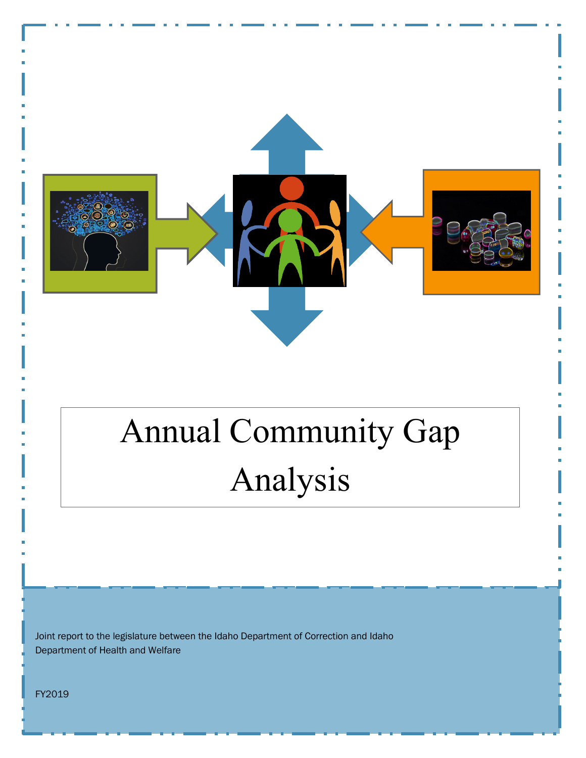# Annual Community Gap Analysis

Joint report to the legislature between the Idaho Department of Correction and Idaho Department of Health and Welfare

FY2019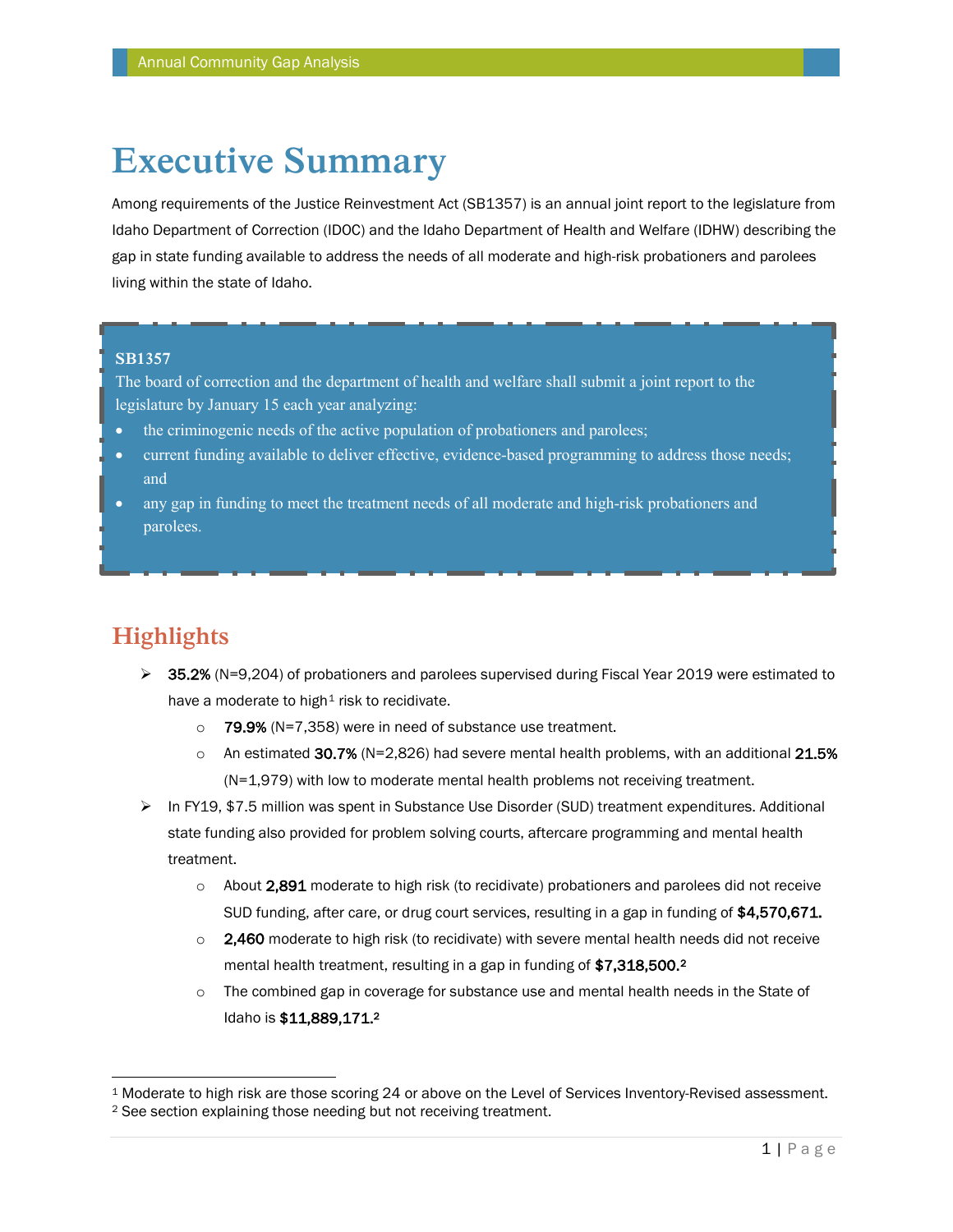# Executive Summary

Among requirements of the Justice Reinvestment Act (SB1357) is an annual joint report to the legislature from Idaho Department of Correction (IDOC) and the Idaho Department of Health and Welfare (IDHW) describing the gap in state funding available to address the needs of all moderate and high-risk probationers and parolees living within the state of Idaho.

> **SB1357**
> The board of correction and the department of health and welfare shall submit a joint report to the legislature by January 15 each year analyzing:
> - the criminogenic needs of the active population of probationers and parolees;
> - current funding available to deliver effective, evidence-based programming to address those needs; and
> - any gap in funding to meet the treatment needs of all moderate and high-risk probationers and parolees.

## Highlights

- **35.2%** (N=9,204) of probationers and parolees supervised during Fiscal Year 2019 were estimated to have a moderate to high[1] risk to recidivate.
  - **79.9%** (N=7,358) were in need of substance use treatment.
  - An estimated **30.7%** (N=2,826) had severe mental health problems, with an additional **21.5%** (N=1,979) with low to moderate mental health problems not receiving treatment.
- In FY19, $7.5 million was spent in Substance Use Disorder (SUD) treatment expenditures. Additional state funding also provided for problem solving courts, aftercare programming and mental health treatment.
  - About **2,891** moderate to high risk (to recidivate) probationers and parolees did not receive SUD funding, after care, or drug court services, resulting in a gap in funding of **$4,570,671.**
  - **2,460** moderate to high risk (to recidivate) with severe mental health needs did not receive mental health treatment, resulting in a gap in funding of **$7,318,500.**[2]
  - The combined gap in coverage for substance use and mental health needs in the State of Idaho is **$11,889,171.**[2]

---

[1] Moderate to high risk are those scoring 24 or above on the Level of Services Inventory-Revised assessment.
[2] See section explaining those needing but not receiving treatment.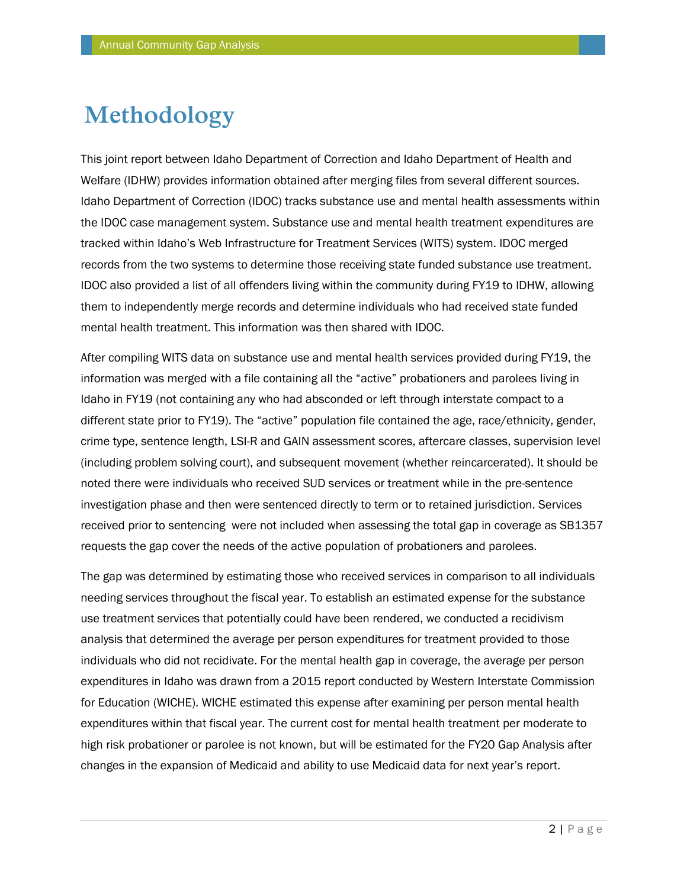# Methodology

This joint report between Idaho Department of Correction and Idaho Department of Health and Welfare (IDHW) provides information obtained after merging files from several different sources. Idaho Department of Correction (IDOC) tracks substance use and mental health assessments within the IDOC case management system. Substance use and mental health treatment expenditures are tracked within Idaho's Web Infrastructure for Treatment Services (WITS) system. IDOC merged records from the two systems to determine those receiving state funded substance use treatment. IDOC also provided a list of all offenders living within the community during FY19 to IDHW, allowing them to independently merge records and determine individuals who had received state funded mental health treatment. This information was then shared with IDOC.

After compiling WITS data on substance use and mental health services provided during FY19, the information was merged with a file containing all the "active" probationers and parolees living in Idaho in FY19 (not containing any who had absconded or left through interstate compact to a different state prior to FY19). The "active" population file contained the age, race/ethnicity, gender, crime type, sentence length, LSI-R and GAIN assessment scores, aftercare classes, supervision level (including problem solving court), and subsequent movement (whether reincarcerated). It should be noted there were individuals who received SUD services or treatment while in the pre-sentence investigation phase and then were sentenced directly to term or to retained jurisdiction. Services received prior to sentencing were not included when assessing the total gap in coverage as SB1357 requests the gap cover the needs of the active population of probationers and parolees.

The gap was determined by estimating those who received services in comparison to all individuals needing services throughout the fiscal year. To establish an estimated expense for the substance use treatment services that potentially could have been rendered, we conducted a recidivism analysis that determined the average per person expenditures for treatment provided to those individuals who did not recidivate. For the mental health gap in coverage, the average per person expenditures in Idaho was drawn from a 2015 report conducted by Western Interstate Commission for Education (WICHE). WICHE estimated this expense after examining per person mental health expenditures within that fiscal year. The current cost for mental health treatment per moderate to high risk probationer or parolee is not known, but will be estimated for the FY20 Gap Analysis after changes in the expansion of Medicaid and ability to use Medicaid data for next year's report.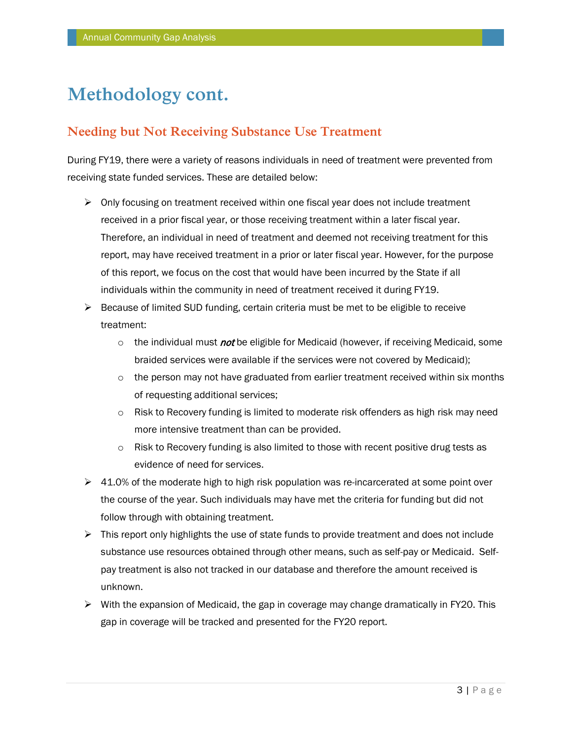# Methodology cont.

## Needing but Not Receiving Substance Use Treatment

During FY19, there were a variety of reasons individuals in need of treatment were prevented from receiving state funded services. These are detailed below:

- Only focusing on treatment received within one fiscal year does not include treatment received in a prior fiscal year, or those receiving treatment within a later fiscal year. Therefore, an individual in need of treatment and deemed not receiving treatment for this report, may have received treatment in a prior or later fiscal year. However, for the purpose of this report, we focus on the cost that would have been incurred by the State if all individuals within the community in need of treatment received it during FY19.
- Because of limited SUD funding, certain criteria must be met to be eligible to receive treatment:
  - the individual must ***not*** be eligible for Medicaid (however, if receiving Medicaid, some braided services were available if the services were not covered by Medicaid);
  - the person may not have graduated from earlier treatment received within six months of requesting additional services;
  - Risk to Recovery funding is limited to moderate risk offenders as high risk may need more intensive treatment than can be provided.
  - Risk to Recovery funding is also limited to those with recent positive drug tests as evidence of need for services.
- 41.0% of the moderate high to high risk population was re-incarcerated at some point over the course of the year. Such individuals may have met the criteria for funding but did not follow through with obtaining treatment.
- This report only highlights the use of state funds to provide treatment and does not include substance use resources obtained through other means, such as self-pay or Medicaid. Self-pay treatment is also not tracked in our database and therefore the amount received is unknown.
- With the expansion of Medicaid, the gap in coverage may change dramatically in FY20. This gap in coverage will be tracked and presented for the FY20 report.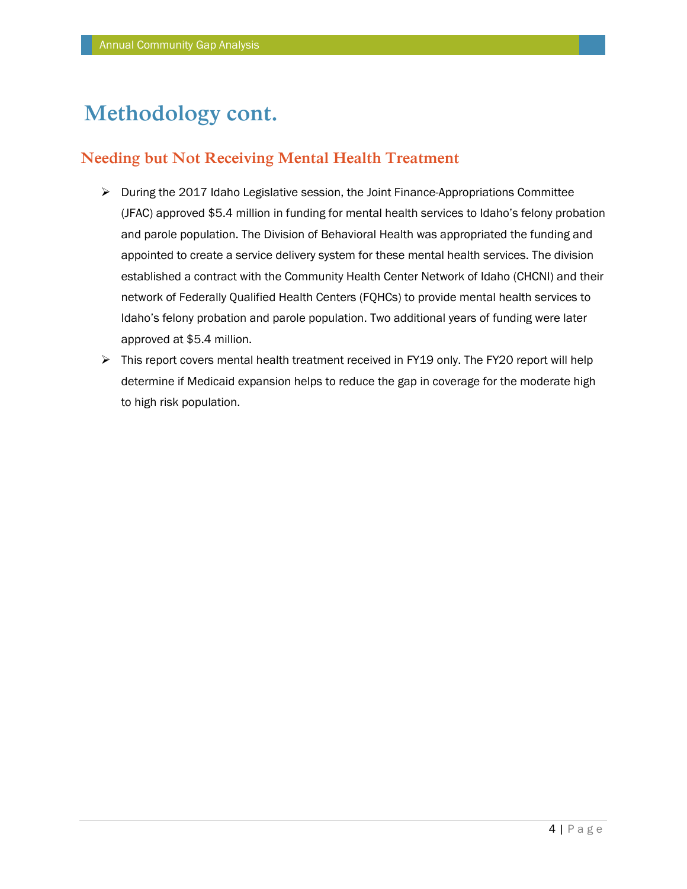# Methodology cont.

## Needing but Not Receiving Mental Health Treatment

- During the 2017 Idaho Legislative session, the Joint Finance-Appropriations Committee (JFAC) approved $5.4 million in funding for mental health services to Idaho's felony probation and parole population. The Division of Behavioral Health was appropriated the funding and appointed to create a service delivery system for these mental health services. The division established a contract with the Community Health Center Network of Idaho (CHCNI) and their network of Federally Qualified Health Centers (FQHCs) to provide mental health services to Idaho's felony probation and parole population. Two additional years of funding were later approved at $5.4 million.
- This report covers mental health treatment received in FY19 only. The FY20 report will help determine if Medicaid expansion helps to reduce the gap in coverage for the moderate high to high risk population.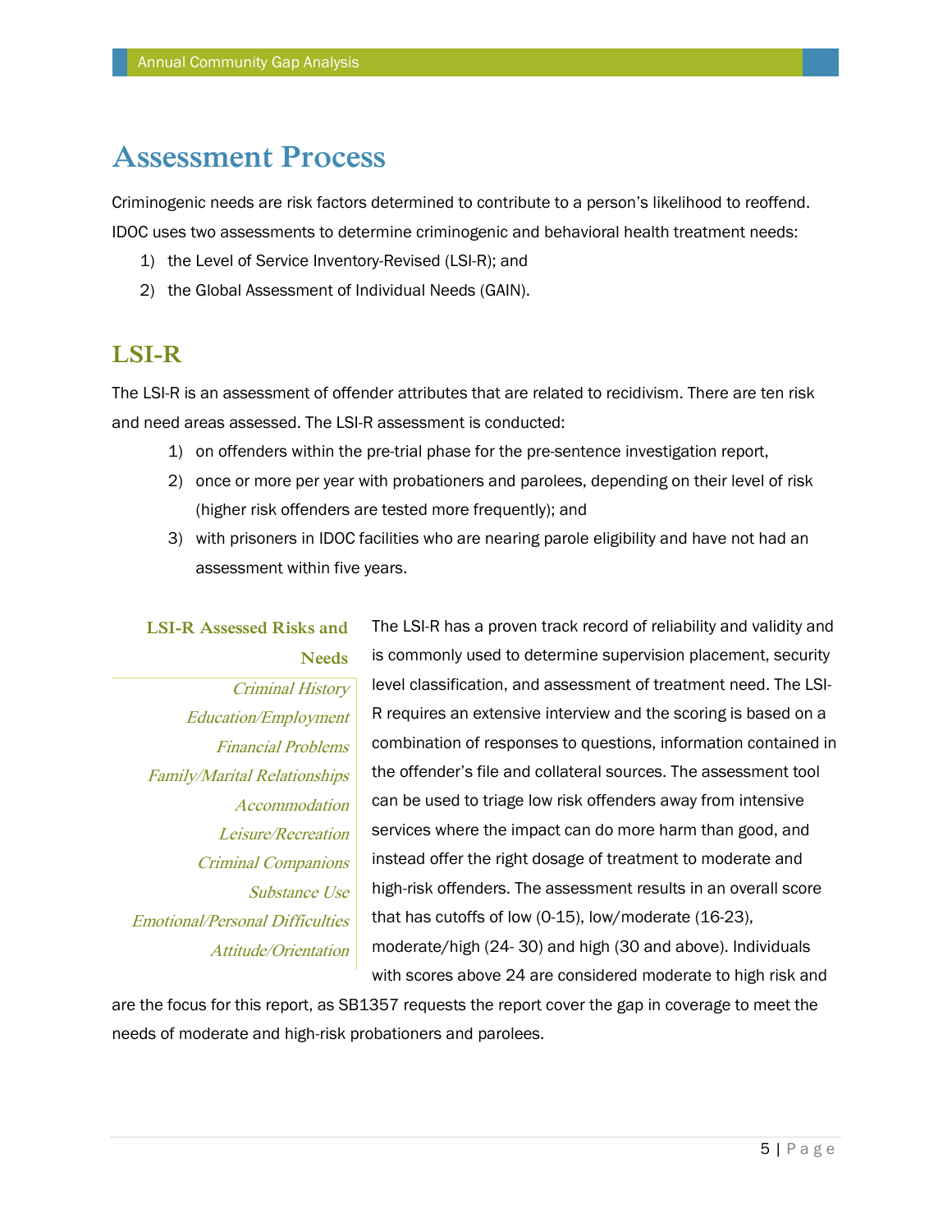# Assessment Process

Criminogenic needs are risk factors determined to contribute to a person's likelihood to reoffend. IDOC uses two assessments to determine criminogenic and behavioral health treatment needs:

1) the Level of Service Inventory-Revised (LSI-R); and
2) the Global Assessment of Individual Needs (GAIN).

## LSI-R

The LSI-R is an assessment of offender attributes that are related to recidivism. There are ten risk and need areas assessed. The LSI-R assessment is conducted:

1) on offenders within the pre-trial phase for the pre-sentence investigation report,
2) once or more per year with probationers and parolees, depending on their level of risk (higher risk offenders are tested more frequently); and
3) with prisoners in IDOC facilities who are nearing parole eligibility and have not had an assessment within five years.

### LSI-R Assessed Risks and Needs

*Criminal History*
*Education/Employment*
*Financial Problems*
*Family/Marital Relationships*
*Accommodation*
*Leisure/Recreation*
*Criminal Companions*
*Substance Use*
*Emotional/Personal Difficulties*
*Attitude/Orientation*

The LSI-R has a proven track record of reliability and validity and is commonly used to determine supervision placement, security level classification, and assessment of treatment need. The LSI-R requires an extensive interview and the scoring is based on a combination of responses to questions, information contained in the offender's file and collateral sources. The assessment tool can be used to triage low risk offenders away from intensive services where the impact can do more harm than good, and instead offer the right dosage of treatment to moderate and high-risk offenders. The assessment results in an overall score that has cutoffs of low (0-15), low/moderate (16-23), moderate/high (24- 30) and high (30 and above). Individuals with scores above 24 are considered moderate to high risk and are the focus for this report, as SB1357 requests the report cover the gap in coverage to meet the needs of moderate and high-risk probationers and parolees.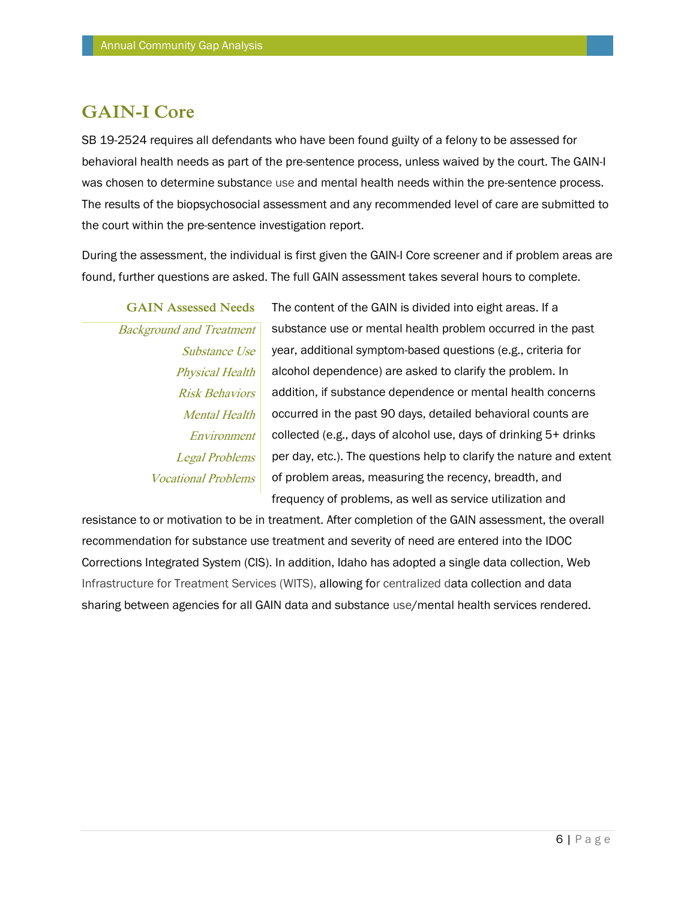# GAIN-I Core

SB 19-2524 requires all defendants who have been found guilty of a felony to be assessed for behavioral health needs as part of the pre-sentence process, unless waived by the court. The GAIN-I was chosen to determine substance use and mental health needs within the pre-sentence process. The results of the biopsychosocial assessment and any recommended level of care are submitted to the court within the pre-sentence investigation report.

During the assessment, the individual is first given the GAIN-I Core screener and if problem areas are found, further questions are asked. The full GAIN assessment takes several hours to complete.

**GAIN Assessed Needs**

- *Background and Treatment*
- *Substance Use*
- *Physical Health*
- *Risk Behaviors*
- *Mental Health*
- *Environment*
- *Legal Problems*
- *Vocational Problems*

The content of the GAIN is divided into eight areas. If a substance use or mental health problem occurred in the past year, additional symptom-based questions (e.g., criteria for alcohol dependence) are asked to clarify the problem. In addition, if substance dependence or mental health concerns occurred in the past 90 days, detailed behavioral counts are collected (e.g., days of alcohol use, days of drinking 5+ drinks per day, etc.). The questions help to clarify the nature and extent of problem areas, measuring the recency, breadth, and frequency of problems, as well as service utilization and resistance to or motivation to be in treatment. After completion of the GAIN assessment, the overall recommendation for substance use treatment and severity of need are entered into the IDOC Corrections Integrated System (CIS). In addition, Idaho has adopted a single data collection, Web Infrastructure for Treatment Services (WITS), allowing for centralized data collection and data sharing between agencies for all GAIN data and substance use/mental health services rendered.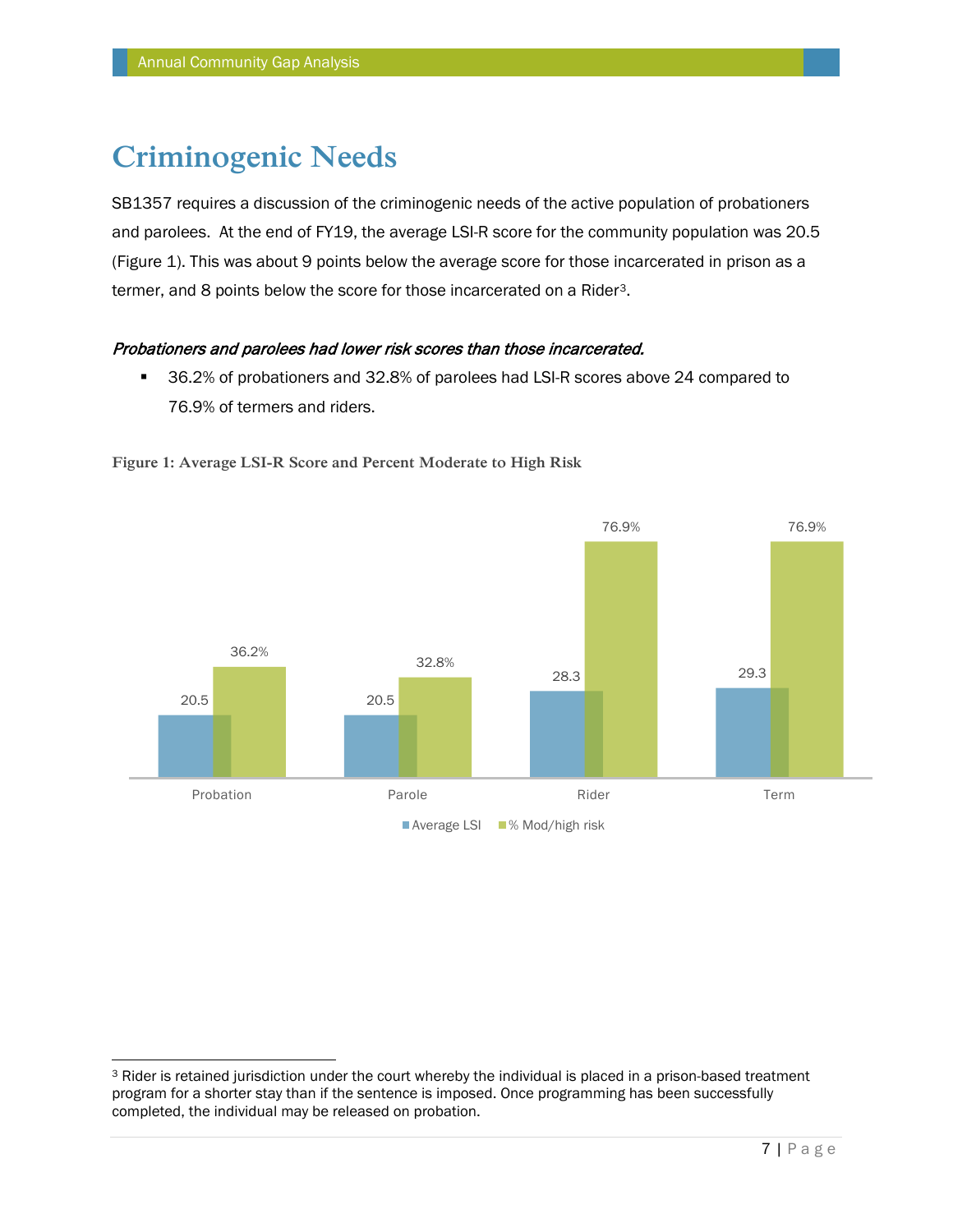# Criminogenic Needs

SB1357 requires a discussion of the criminogenic needs of the active population of probationers and parolees. At the end of FY19, the average LSI-R score for the community population was 20.5 (Figure 1). This was about 9 points below the average score for those incarcerated in prison as a termer, and 8 points below the score for those incarcerated on a Rider[3].

***Probationers and parolees had lower risk scores than those incarcerated.***

- 36.2% of probationers and 32.8% of parolees had LSI-R scores above 24 compared to 76.9% of termers and riders.

**Figure 1: Average LSI-R Score and Percent Moderate to High Risk**

| | Average LSI | % Mod/high risk |
|---|---|---|
| Probation | 20.5 | 36.2% |
| Parole | 20.5 | 32.8% |
| Rider | 28.3 | 76.9% |
| Term | 29.3 | 76.9% |

[3] Rider is retained jurisdiction under the court whereby the individual is placed in a prison-based treatment program for a shorter stay than if the sentence is imposed. Once programming has been successfully completed, the individual may be released on probation.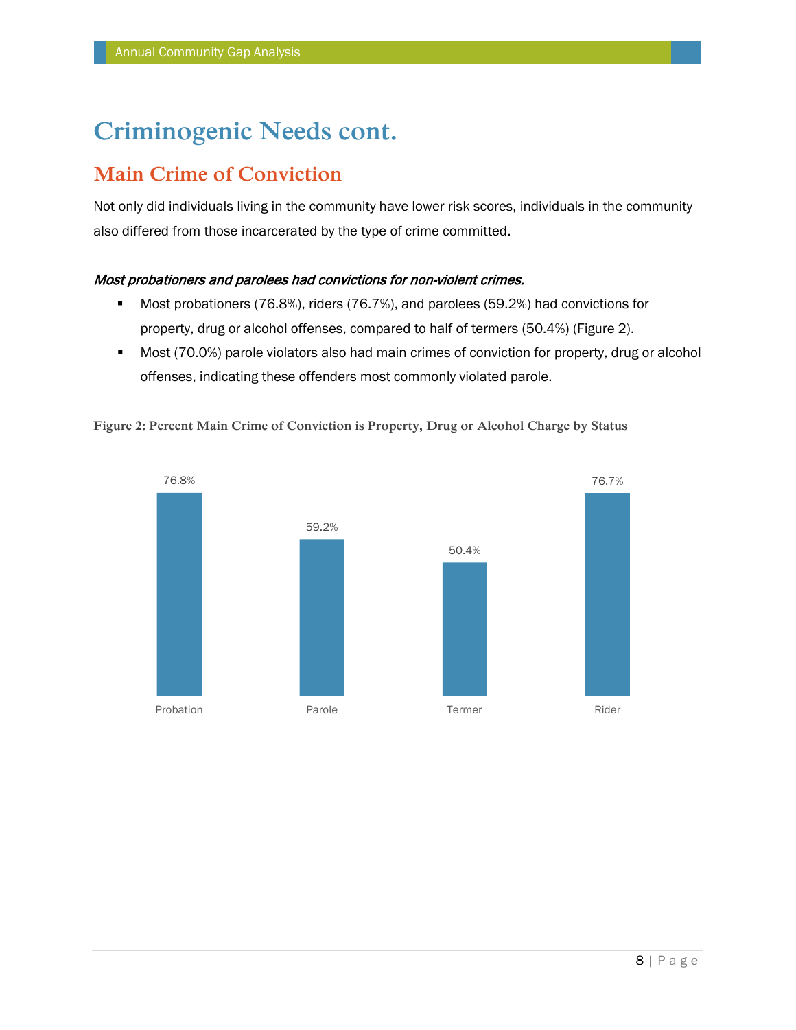# Criminogenic Needs cont.

## Main Crime of Conviction

Not only did individuals living in the community have lower risk scores, individuals in the community also differed from those incarcerated by the type of crime committed.

***Most probationers and parolees had convictions for non-violent crimes.***

- Most probationers (76.8%), riders (76.7%), and parolees (59.2%) had convictions for property, drug or alcohol offenses, compared to half of termers (50.4%) (Figure 2).
- Most (70.0%) parole violators also had main crimes of conviction for property, drug or alcohol offenses, indicating these offenders most commonly violated parole.

**Figure 2: Percent Main Crime of Conviction is Property, Drug or Alcohol Charge by Status**

| Status | Percent |
|---|---|
| Probation | 76.8% |
| Parole | 59.2% |
| Termer | 50.4% |
| Rider | 76.7% |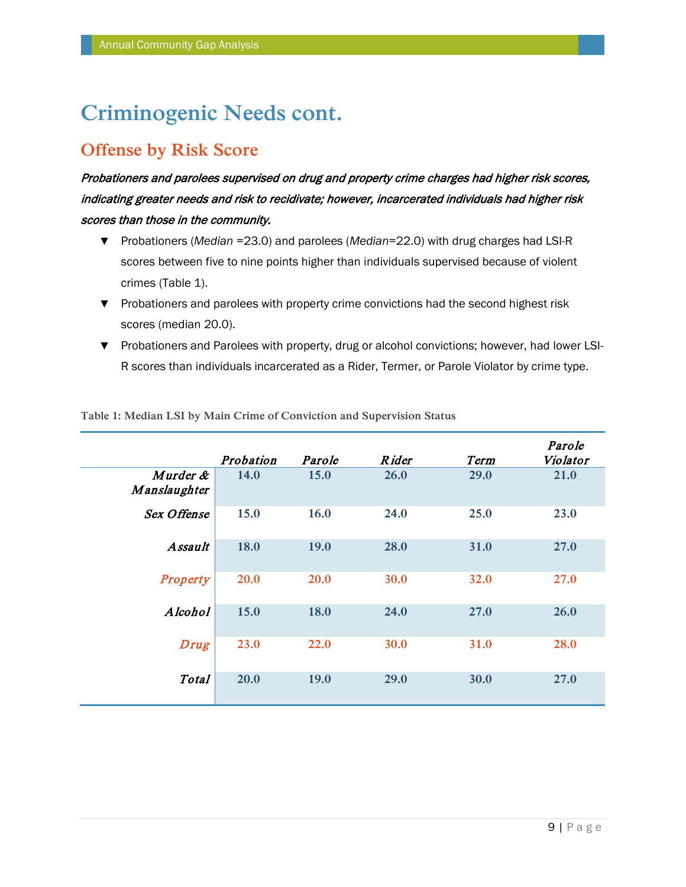# Criminogenic Needs cont.

## Offense by Risk Score

***Probationers and parolees supervised on drug and property crime charges had higher risk scores, indicating greater needs and risk to recidivate; however, incarcerated individuals had higher risk scores than those in the community.***

- Probationers (*Median* =23.0) and parolees (*Median*=22.0) with drug charges had LSI-R scores between five to nine points higher than individuals supervised because of violent crimes (Table 1).
- Probationers and parolees with property crime convictions had the second highest risk scores (median 20.0).
- Probationers and Parolees with property, drug or alcohol convictions; however, had lower LSI-R scores than individuals incarcerated as a Rider, Termer, or Parole Violator by crime type.

**Table 1: Median LSI by Main Crime of Conviction and Supervision Status**

| | *Probation* | *Parole* | *Rider* | *Term* | *Parole Violator* |
|---|---|---|---|---|---|
| *Murder & Manslaughter* | 14.0 | 15.0 | 26.0 | 29.0 | 21.0 |
| *Sex Offense* | 15.0 | 16.0 | 24.0 | 25.0 | 23.0 |
| *Assault* | 18.0 | 19.0 | 28.0 | 31.0 | 27.0 |
| *Property* | 20.0 | 20.0 | 30.0 | 32.0 | 27.0 |
| *Alcohol* | 15.0 | 18.0 | 24.0 | 27.0 | 26.0 |
| *Drug* | 23.0 | 22.0 | 30.0 | 31.0 | 28.0 |
| *Total* | 20.0 | 19.0 | 29.0 | 30.0 | 27.0 |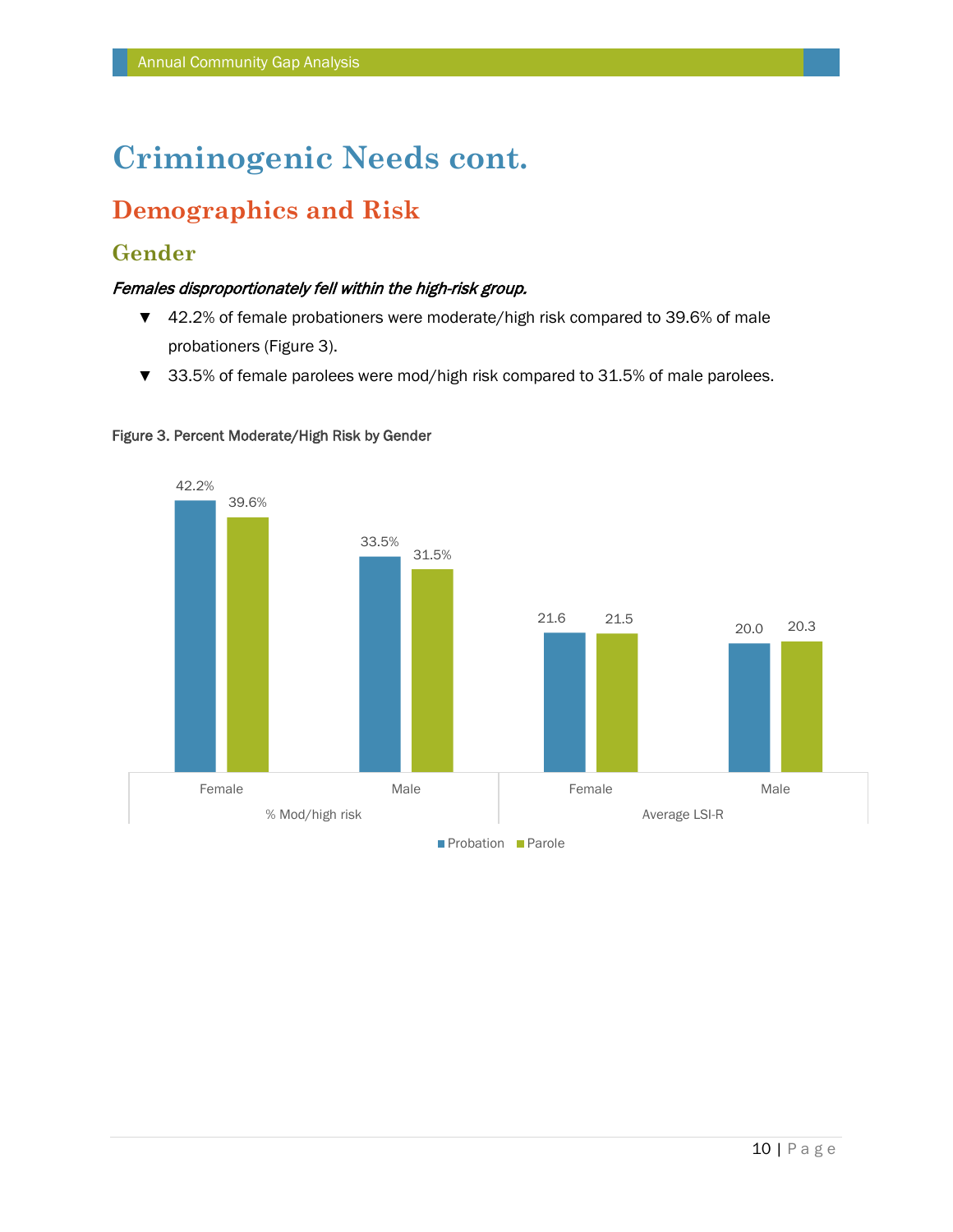# Criminogenic Needs cont.

## Demographics and Risk

### Gender

***Females disproportionately fell within the high-risk group.***

- 42.2% of female probationers were moderate/high risk compared to 39.6% of male probationers (Figure 3).
- 33.5% of female parolees were mod/high risk compared to 31.5% of male parolees.

**Figure 3. Percent Moderate/High Risk by Gender**

| | % Mod/high risk | | Average LSI-R | |
|---|---|---|---|---|
| | Female | Male | Female | Male |
| Probation | 42.2% | 33.5% | 21.6 | 20.0 |
| Parole | 39.6% | 31.5% | 21.5 | 20.3 |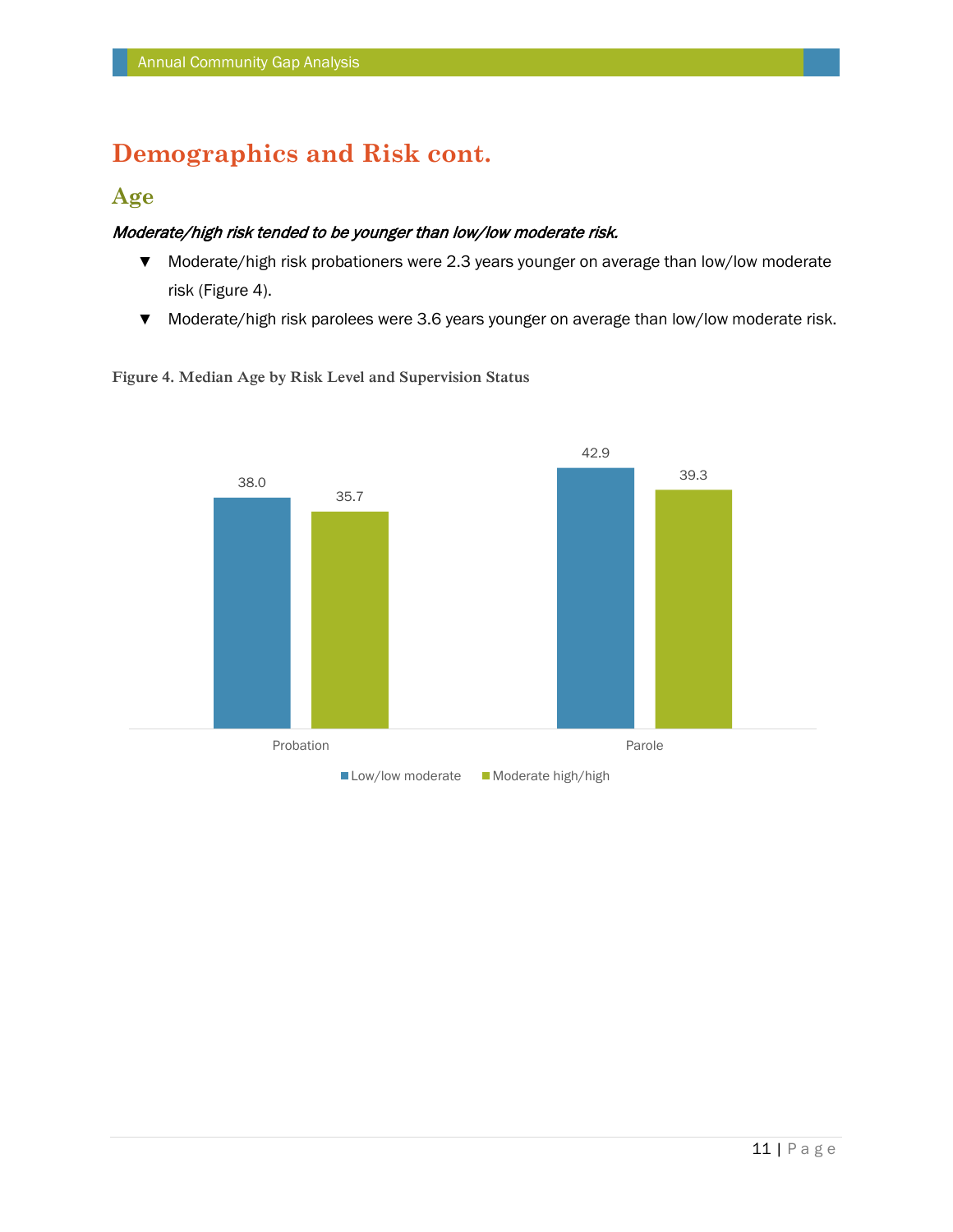# Demographics and Risk cont.

## Age

***Moderate/high risk tended to be younger than low/low moderate risk.***

- Moderate/high risk probationers were 2.3 years younger on average than low/low moderate risk (Figure 4).
- Moderate/high risk parolees were 3.6 years younger on average than low/low moderate risk.

**Figure 4. Median Age by Risk Level and Supervision Status**

| | Low/low moderate | Moderate high/high |
|---|---|---|
| Probation | 38.0 | 35.7 |
| Parole | 42.9 | 39.3 |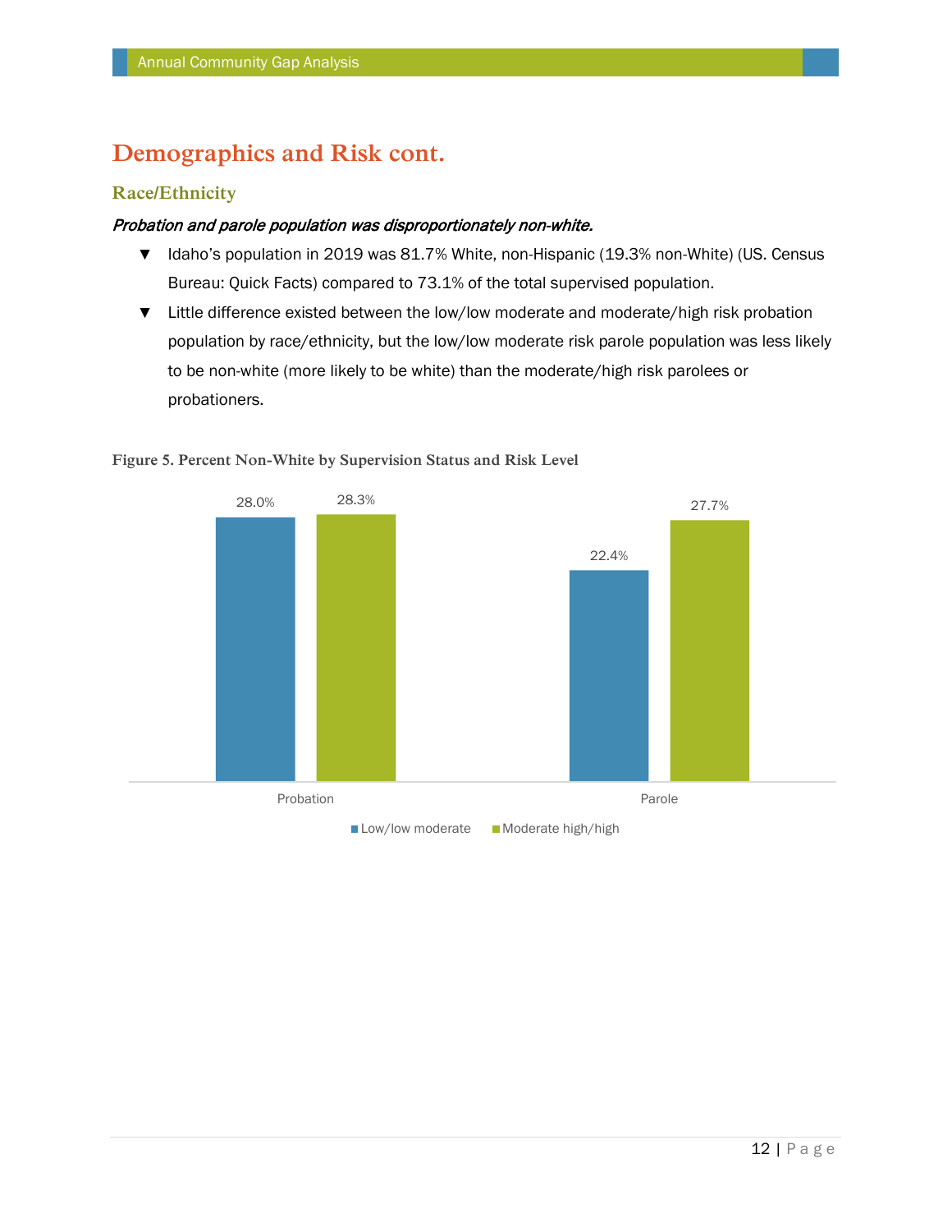# Demographics and Risk cont.

## Race/Ethnicity

***Probation and parole population was disproportionately non-white.***

- Idaho's population in 2019 was 81.7% White, non-Hispanic (19.3% non-White) (US. Census Bureau: Quick Facts) compared to 73.1% of the total supervised population.
- Little difference existed between the low/low moderate and moderate/high risk probation population by race/ethnicity, but the low/low moderate risk parole population was less likely to be non-white (more likely to be white) than the moderate/high risk parolees or probationers.

**Figure 5. Percent Non-White by Supervision Status and Risk Level**

| | Low/low moderate | Moderate high/high |
|---|---|---|
| Probation | 28.0% | 28.3% |
| Parole | 22.4% | 27.7% |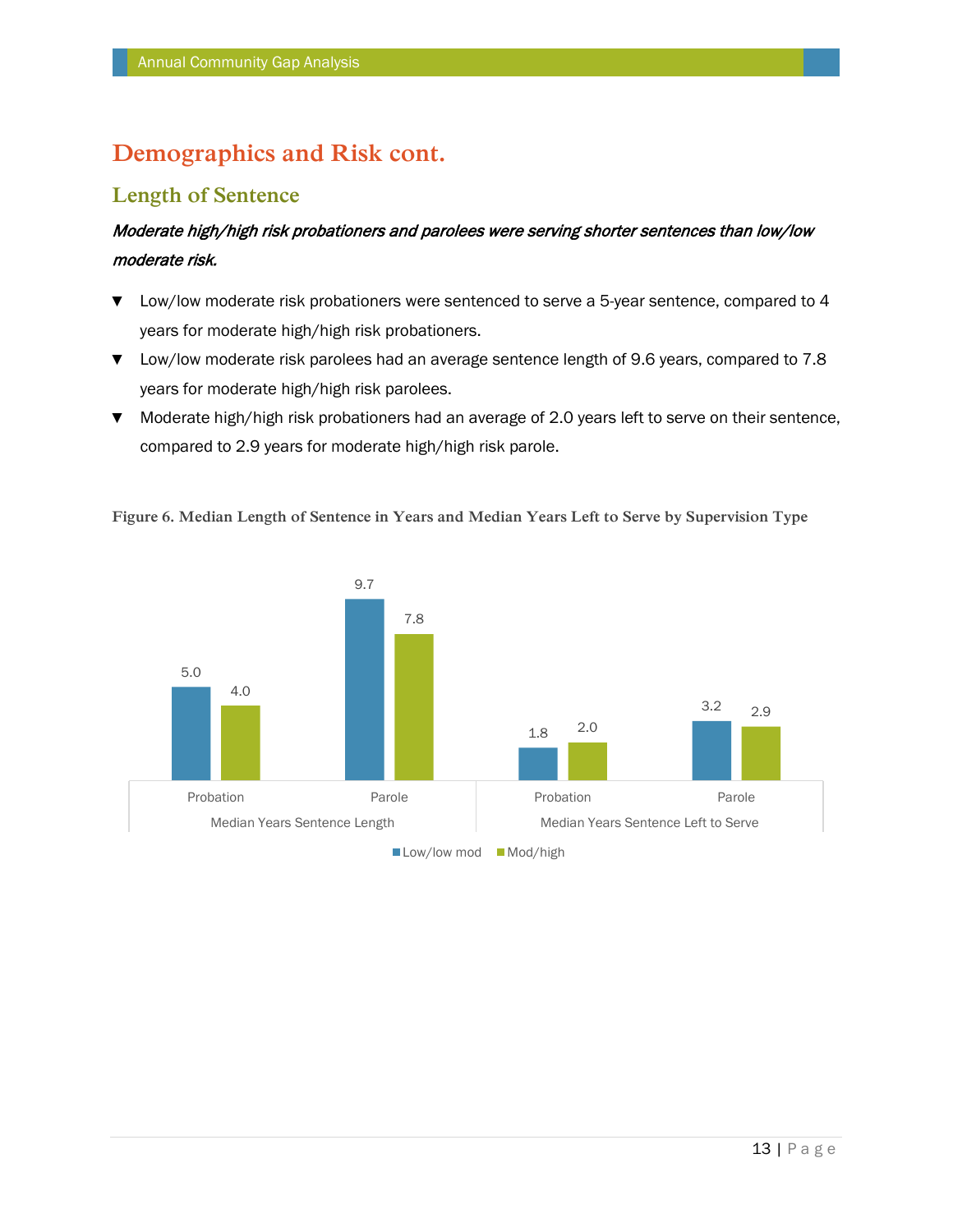# Demographics and Risk cont.

## Length of Sentence

***Moderate high/high risk probationers and parolees were serving shorter sentences than low/low moderate risk.***

- Low/low moderate risk probationers were sentenced to serve a 5-year sentence, compared to 4 years for moderate high/high risk probationers.
- Low/low moderate risk parolees had an average sentence length of 9.6 years, compared to 7.8 years for moderate high/high risk parolees.
- Moderate high/high risk probationers had an average of 2.0 years left to serve on their sentence, compared to 2.9 years for moderate high/high risk parole.

**Figure 6. Median Length of Sentence in Years and Median Years Left to Serve by Supervision Type**

| | Median Years Sentence Length | | Median Years Sentence Left to Serve | |
|---|---|---|---|---|
| | Probation | Parole | Probation | Parole |
| Low/low mod | 5.0 | 9.7 | 1.8 | 3.2 |
| Mod/high | 4.0 | 7.8 | 2.0 | 2.9 |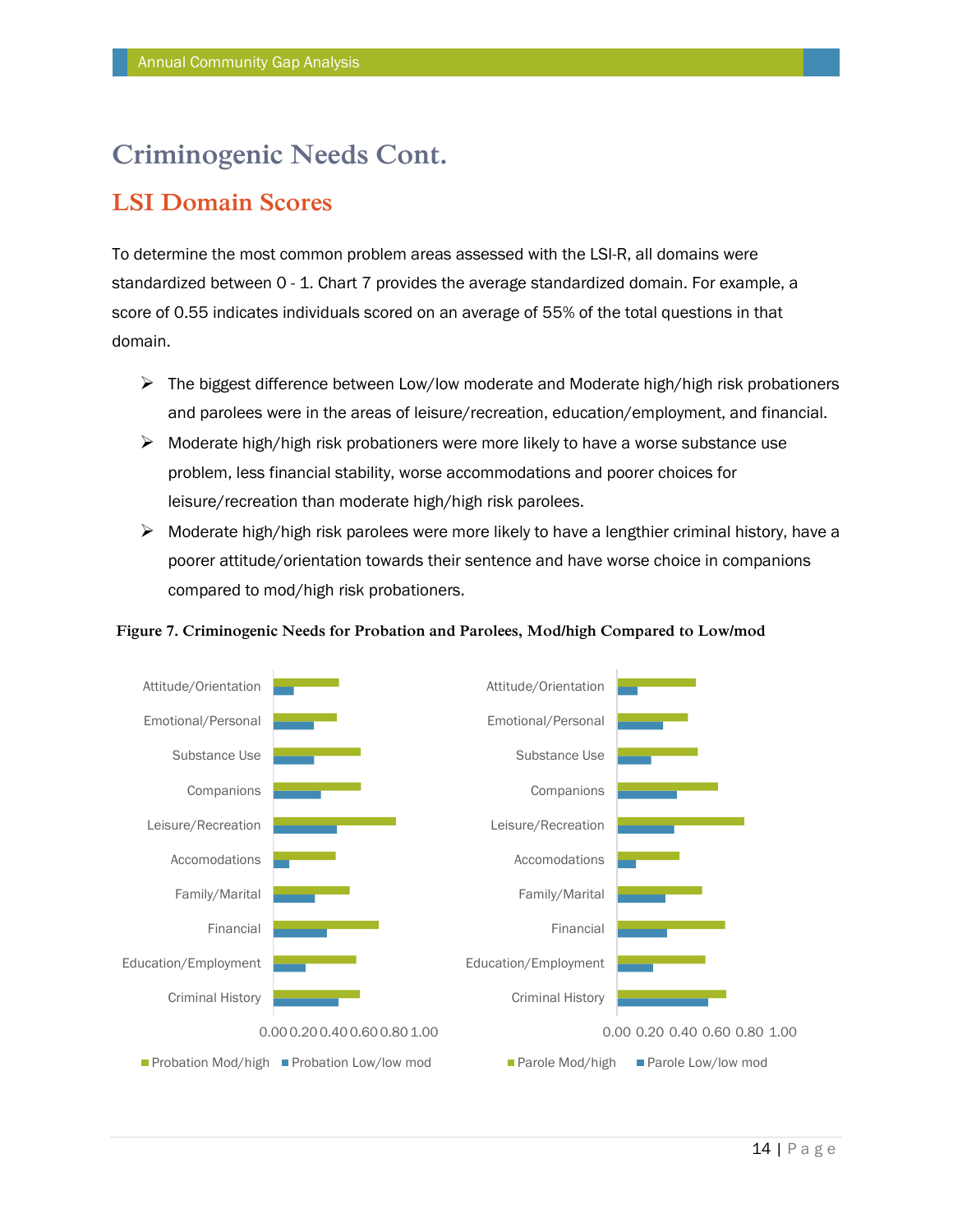# Criminogenic Needs Cont.

## LSI Domain Scores

To determine the most common problem areas assessed with the LSI-R, all domains were standardized between 0 - 1. Chart 7 provides the average standardized domain. For example, a score of 0.55 indicates individuals scored on an average of 55% of the total questions in that domain.

- The biggest difference between Low/low moderate and Moderate high/high risk probationers and parolees were in the areas of leisure/recreation, education/employment, and financial.
- Moderate high/high risk probationers were more likely to have a worse substance use problem, less financial stability, worse accommodations and poorer choices for leisure/recreation than moderate high/high risk parolees.
- Moderate high/high risk parolees were more likely to have a lengthier criminal history, have a poorer attitude/orientation towards their sentence and have worse choice in companions compared to mod/high risk probationers.

**Figure 7. Criminogenic Needs for Probation and Parolees, Mod/high Compared to Low/mod**

Attitude/Orientation
Emotional/Personal
Substance Use
Companions
Leisure/Recreation
Accomodations
Family/Marital
Financial
Education/Employment
Criminal History

0.00 0.20 0.40 0.60 0.80 1.00

Probation Mod/high | Probation Low/low mod

Attitude/Orientation
Emotional/Personal
Substance Use
Companions
Leisure/Recreation
Accomodations
Family/Marital
Financial
Education/Employment
Criminal History

0.00 0.20 0.40 0.60 0.80 1.00

Parole Mod/high | Parole Low/low mod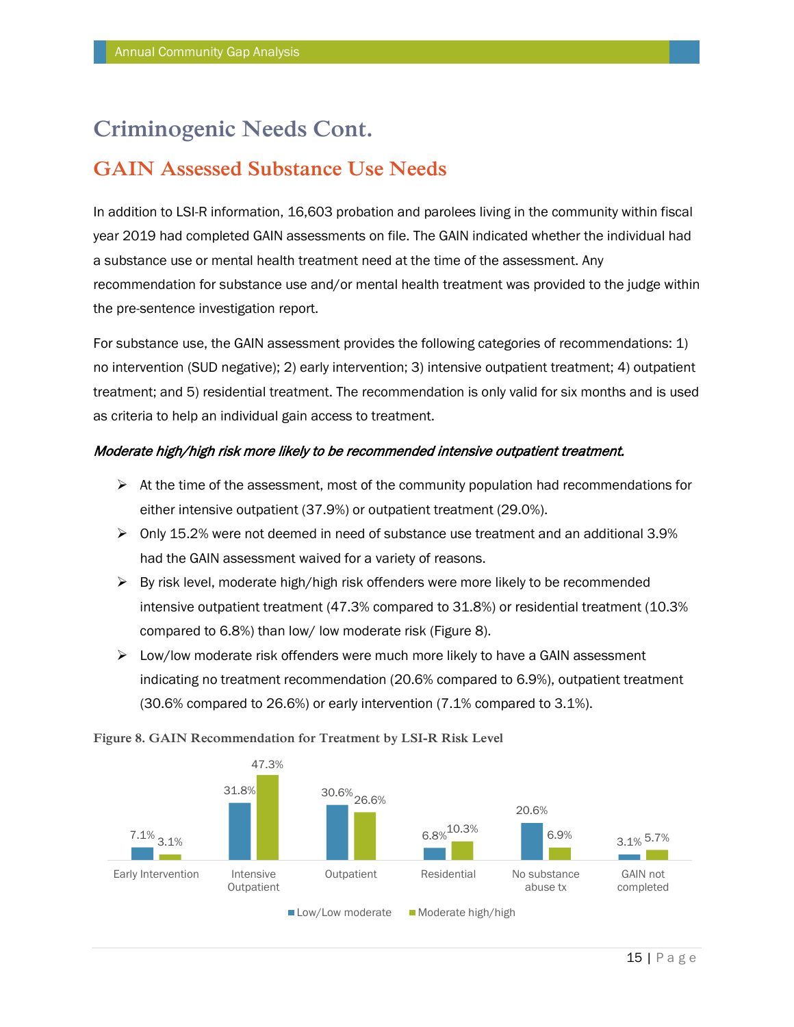# Criminogenic Needs Cont.

## GAIN Assessed Substance Use Needs

In addition to LSI-R information, 16,603 probation and parolees living in the community within fiscal year 2019 had completed GAIN assessments on file. The GAIN indicated whether the individual had a substance use or mental health treatment need at the time of the assessment. Any recommendation for substance use and/or mental health treatment was provided to the judge within the pre-sentence investigation report.

For substance use, the GAIN assessment provides the following categories of recommendations: 1) no intervention (SUD negative); 2) early intervention; 3) intensive outpatient treatment; 4) outpatient treatment; and 5) residential treatment. The recommendation is only valid for six months and is used as criteria to help an individual gain access to treatment.

***Moderate high/high risk more likely to be recommended intensive outpatient treatment.***

- At the time of the assessment, most of the community population had recommendations for either intensive outpatient (37.9%) or outpatient treatment (29.0%).
- Only 15.2% were not deemed in need of substance use treatment and an additional 3.9% had the GAIN assessment waived for a variety of reasons.
- By risk level, moderate high/high risk offenders were more likely to be recommended intensive outpatient treatment (47.3% compared to 31.8%) or residential treatment (10.3% compared to 6.8%) than low/ low moderate risk (Figure 8).
- Low/low moderate risk offenders were much more likely to have a GAIN assessment indicating no treatment recommendation (20.6% compared to 6.9%), outpatient treatment (30.6% compared to 26.6%) or early intervention (7.1% compared to 3.1%).

**Figure 8. GAIN Recommendation for Treatment by LSI-R Risk Level**

| | Early Intervention | Intensive Outpatient | Outpatient | Residential | No substance abuse tx | GAIN not completed |
|---|---|---|---|---|---|---|
| Low/Low moderate | 7.1% | 31.8% | 30.6% | 6.8% | 20.6% | 3.1% |
| Moderate high/high | 3.1% | 47.3% | 26.6% | 10.3% | 6.9% | 5.7% |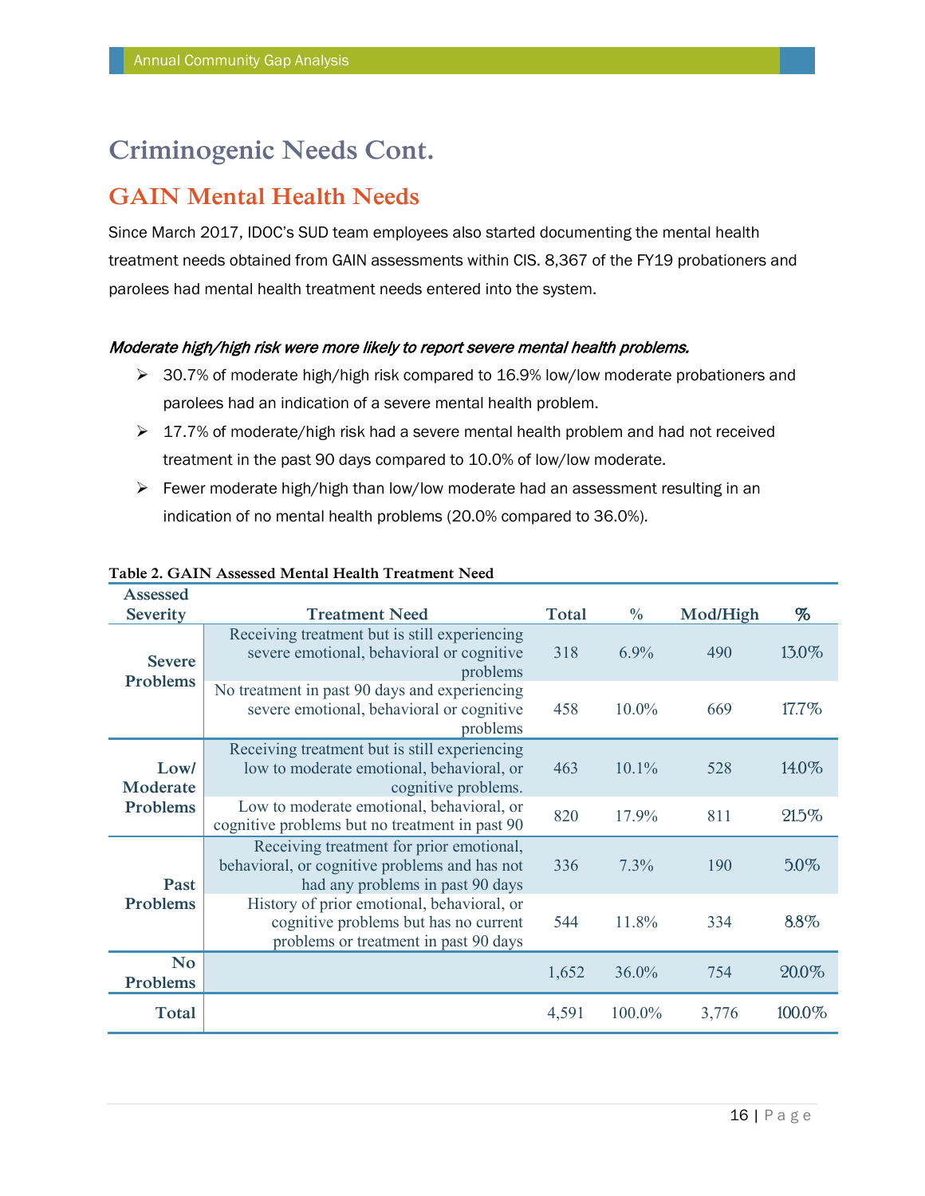## Criminogenic Needs Cont.

### GAIN Mental Health Needs

Since March 2017, IDOC's SUD team employees also started documenting the mental health treatment needs obtained from GAIN assessments within CIS. 8,367 of the FY19 probationers and parolees had mental health treatment needs entered into the system.

***Moderate high/high risk were more likely to report severe mental health problems.***

- 30.7% of moderate high/high risk compared to 16.9% low/low moderate probationers and parolees had an indication of a severe mental health problem.
- 17.7% of moderate/high risk had a severe mental health problem and had not received treatment in the past 90 days compared to 10.0% of low/low moderate.
- Fewer moderate high/high than low/low moderate had an assessment resulting in an indication of no mental health problems (20.0% compared to 36.0%).

**Table 2. GAIN Assessed Mental Health Treatment Need**

| Assessed Severity | Treatment Need | Total | % | Mod/High | % |
|---|---|---|---|---|---|
| Severe Problems | Receiving treatment but is still experiencing severe emotional, behavioral or cognitive problems | 318 | 6.9% | 490 | 13.0% |
| | No treatment in past 90 days and experiencing severe emotional, behavioral or cognitive problems | 458 | 10.0% | 669 | 17.7% |
| Low/ Moderate Problems | Receiving treatment but is still experiencing low to moderate emotional, behavioral, or cognitive problems. | 463 | 10.1% | 528 | 14.0% |
| | Low to moderate emotional, behavioral, or cognitive problems but no treatment in past 90 | 820 | 17.9% | 811 | 21.5% |
| Past Problems | Receiving treatment for prior emotional, behavioral, or cognitive problems and has not had any problems in past 90 days | 336 | 7.3% | 190 | 5.0% |
| | History of prior emotional, behavioral, or cognitive problems but has no current problems or treatment in past 90 days | 544 | 11.8% | 334 | 8.8% |
| No Problems | | 1,652 | 36.0% | 754 | 20.0% |
| **Total** | | 4,591 | 100.0% | 3,776 | 100.0% |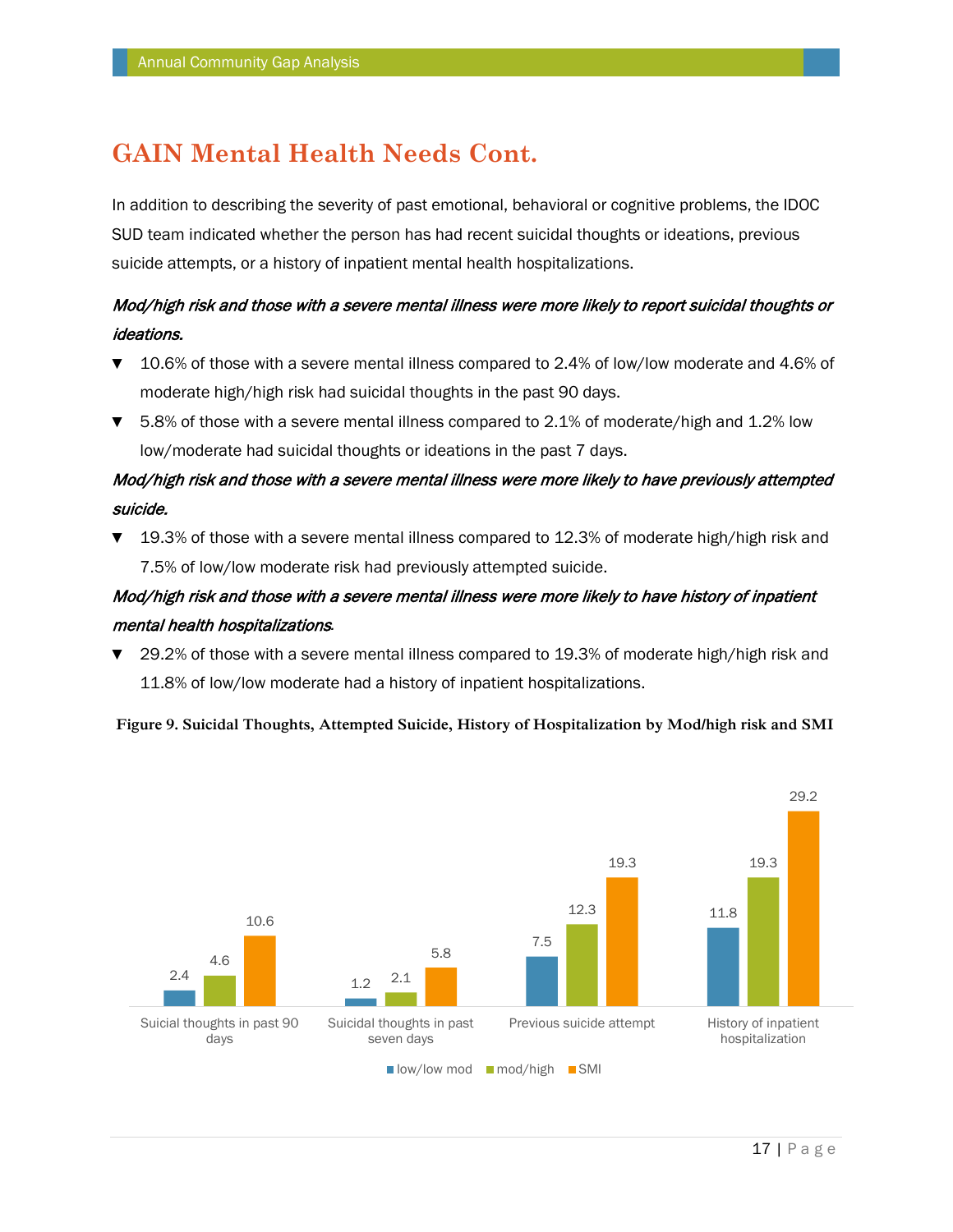## GAIN Mental Health Needs Cont.

In addition to describing the severity of past emotional, behavioral or cognitive problems, the IDOC SUD team indicated whether the person has had recent suicidal thoughts or ideations, previous suicide attempts, or a history of inpatient mental health hospitalizations.

***Mod/high risk and those with a severe mental illness were more likely to report suicidal thoughts or ideations.***

- 10.6% of those with a severe mental illness compared to 2.4% of low/low moderate and 4.6% of moderate high/high risk had suicidal thoughts in the past 90 days.
- 5.8% of those with a severe mental illness compared to 2.1% of moderate/high and 1.2% low low/moderate had suicidal thoughts or ideations in the past 7 days.

***Mod/high risk and those with a severe mental illness were more likely to have previously attempted suicide.***

- 19.3% of those with a severe mental illness compared to 12.3% of moderate high/high risk and 7.5% of low/low moderate risk had previously attempted suicide.

***Mod/high risk and those with a severe mental illness were more likely to have history of inpatient mental health hospitalizations.***

- 29.2% of those with a severe mental illness compared to 19.3% of moderate high/high risk and 11.8% of low/low moderate had a history of inpatient hospitalizations.

**Figure 9. Suicidal Thoughts, Attempted Suicide, History of Hospitalization by Mod/high risk and SMI**

| | low/low mod | mod/high | SMI |
|---|---|---|---|
| Suicial thoughts in past 90 days | 2.4 | 4.6 | 10.6 |
| Suicidal thoughts in past seven days | 1.2 | 2.1 | 5.8 |
| Previous suicide attempt | 7.5 | 12.3 | 19.3 |
| History of inpatient hospitalization | 11.8 | 19.3 | 29.2 |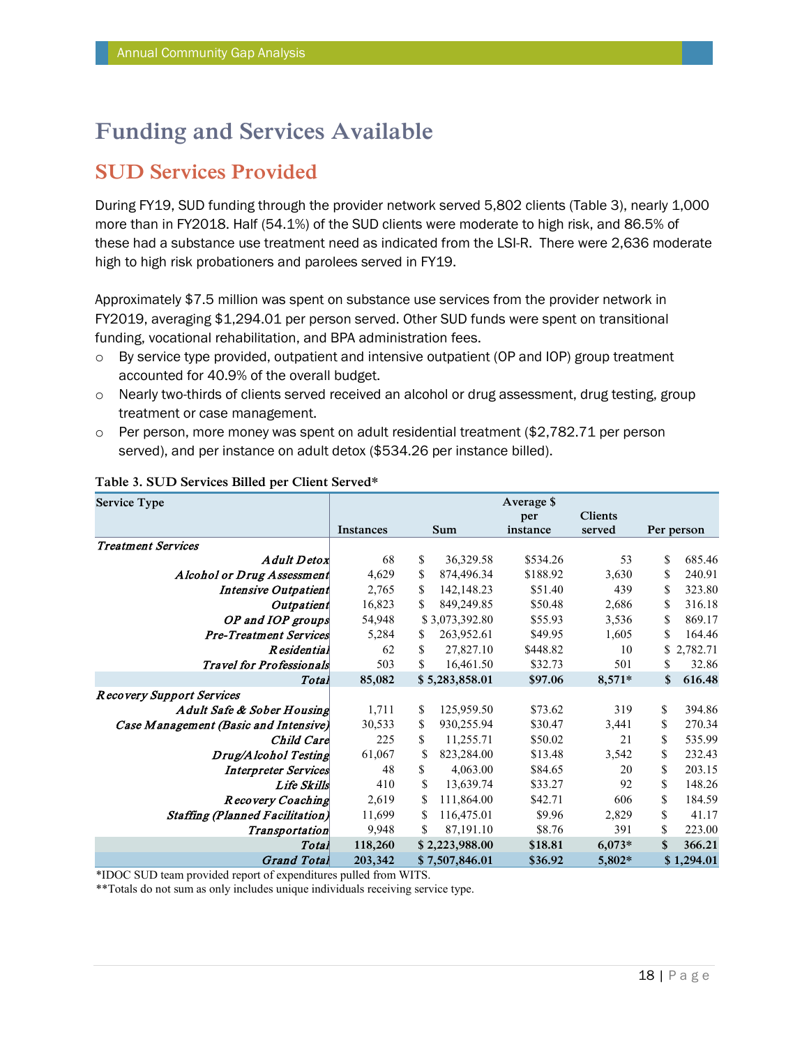# Funding and Services Available

## SUD Services Provided

During FY19, SUD funding through the provider network served 5,802 clients (Table 3), nearly 1,000 more than in FY2018. Half (54.1%) of the SUD clients were moderate to high risk, and 86.5% of these had a substance use treatment need as indicated from the LSI-R. There were 2,636 moderate high to high risk probationers and parolees served in FY19.

Approximately $7.5 million was spent on substance use services from the provider network in FY2019, averaging $1,294.01 per person served. Other SUD funds were spent on transitional funding, vocational rehabilitation, and BPA administration fees.

- By service type provided, outpatient and intensive outpatient (OP and IOP) group treatment accounted for 40.9% of the overall budget.
- Nearly two-thirds of clients served received an alcohol or drug assessment, drug testing, group treatment or case management.
- Per person, more money was spent on adult residential treatment ($2,782.71 per person served), and per instance on adult detox ($534.26 per instance billed).

**Table 3. SUD Services Billed per Client Served***

| Service Type | Instances | Sum | Average $ per instance | Clients served | Per person |
|---|---|---|---|---|---|
| *Treatment Services* | | | | | |
| *Adult Detox* | 68 | $ 36,329.58 | $534.26 | 53 | $ 685.46 |
| *Alcohol or Drug Assessment* | 4,629 | $ 874,496.34 | $188.92 | 3,630 | $ 240.91 |
| *Intensive Outpatient* | 2,765 | $ 142,148.23 | $51.40 | 439 | $ 323.80 |
| *Outpatient* | 16,823 | $ 849,249.85 | $50.48 | 2,686 | $ 316.18 |
| *OP and IOP groups* | 54,948 | $ 3,073,392.80 | $55.93 | 3,536 | $ 869.17 |
| *Pre-Treatment Services* | 5,284 | $ 263,952.61 | $49.95 | 1,605 | $ 164.46 |
| *Residential* | 62 | $ 27,827.10 | $448.82 | 10 | $ 2,782.71 |
| *Travel for Professionals* | 503 | $ 16,461.50 | $32.73 | 501 | $ 32.86 |
| ***Total*** | **85,082** | **$ 5,283,858.01** | **$97.06** | **8,571*** | **$ 616.48** |
| *Recovery Support Services* | | | | | |
| *Adult Safe & Sober Housing* | 1,711 | $ 125,959.50 | $73.62 | 319 | $ 394.86 |
| *Case Management (Basic and Intensive)* | 30,533 | $ 930,255.94 | $30.47 | 3,441 | $ 270.34 |
| *Child Care* | 225 | $ 11,255.71 | $50.02 | 21 | $ 535.99 |
| *Drug/Alcohol Testing* | 61,067 | $ 823,284.00 | $13.48 | 3,542 | $ 232.43 |
| *Interpreter Services* | 48 | $ 4,063.00 | $84.65 | 20 | $ 203.15 |
| *Life Skills* | 410 | $ 13,639.74 | $33.27 | 92 | $ 148.26 |
| *Recovery Coaching* | 2,619 | $ 111,864.00 | $42.71 | 606 | $ 184.59 |
| *Staffing (Planned Facilitation)* | 11,699 | $ 116,475.01 | $9.96 | 2,829 | $ 41.17 |
| *Transportation* | 9,948 | $ 87,191.10 | $8.76 | 391 | $ 223.00 |
| ***Total*** | **118,260** | **$ 2,223,988.00** | **$18.81** | **6,073*** | **$ 366.21** |
| ***Grand Total*** | **203,342** | **$ 7,507,846.01** | **$36.92** | **5,802*** | **$ 1,294.01** |

*IDOC SUD team provided report of expenditures pulled from WITS.

**Totals do not sum as only includes unique individuals receiving service type.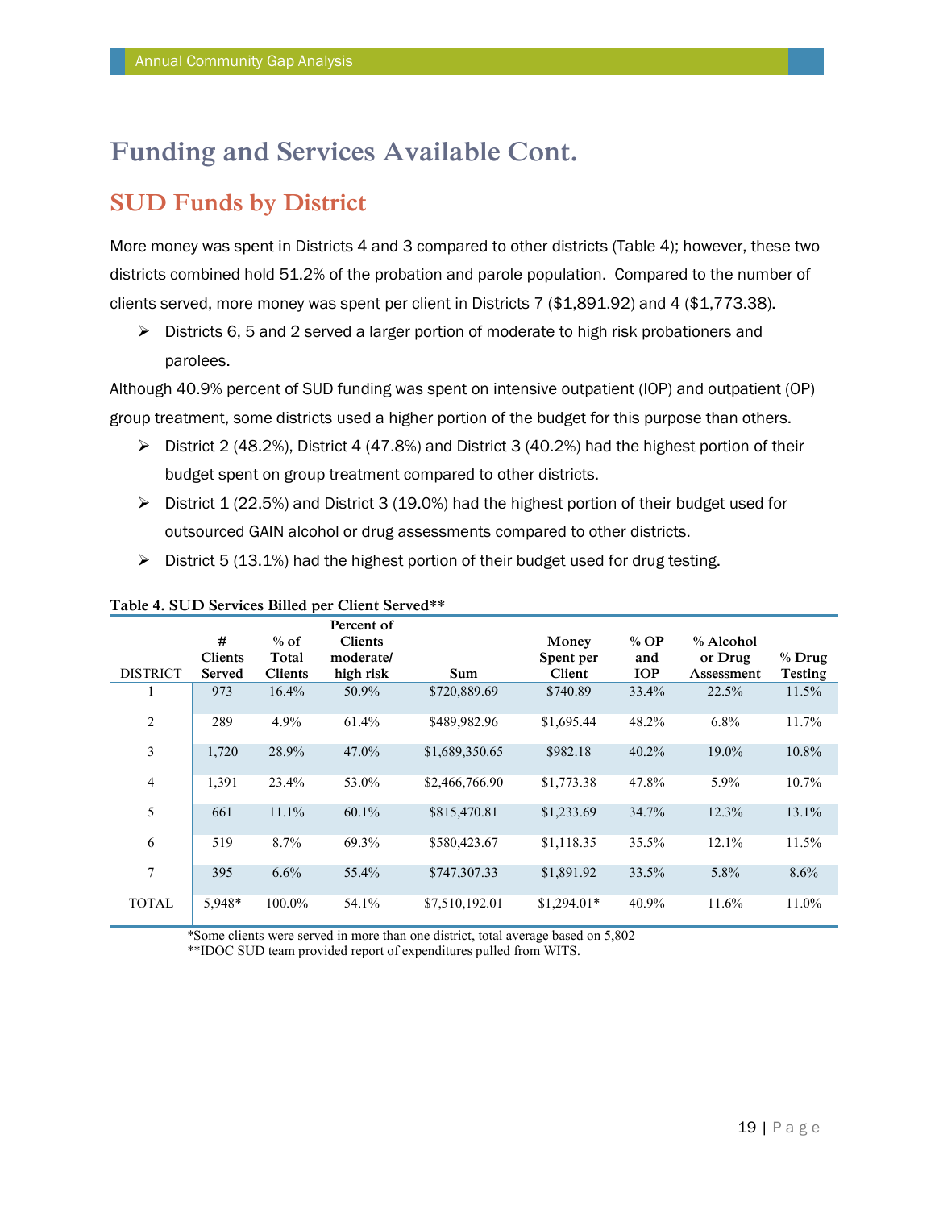# Funding and Services Available Cont.

## SUD Funds by District

More money was spent in Districts 4 and 3 compared to other districts (Table 4); however, these two districts combined hold 51.2% of the probation and parole population. Compared to the number of clients served, more money was spent per client in Districts 7 ($1,891.92) and 4 ($1,773.38).

- Districts 6, 5 and 2 served a larger portion of moderate to high risk probationers and parolees.

Although 40.9% percent of SUD funding was spent on intensive outpatient (IOP) and outpatient (OP) group treatment, some districts used a higher portion of the budget for this purpose than others.

- District 2 (48.2%), District 4 (47.8%) and District 3 (40.2%) had the highest portion of their budget spent on group treatment compared to other districts.
- District 1 (22.5%) and District 3 (19.0%) had the highest portion of their budget used for outsourced GAIN alcohol or drug assessments compared to other districts.
- District 5 (13.1%) had the highest portion of their budget used for drug testing.

**Table 4. SUD Services Billed per Client Served****

| DISTRICT | # Clients Served | % of Total Clients | Percent of Clients moderate/ high risk | Sum | Money Spent per Client | % OP and IOP | % Alcohol or Drug Assessment | % Drug Testing |
|---|---|---|---|---|---|---|---|---|
| 1 | 973 | 16.4% | 50.9% | $720,889.69 | $740.89 | 33.4% | 22.5% | 11.5% |
| 2 | 289 | 4.9% | 61.4% | $489,982.96 | $1,695.44 | 48.2% | 6.8% | 11.7% |
| 3 | 1,720 | 28.9% | 47.0% | $1,689,350.65 | $982.18 | 40.2% | 19.0% | 10.8% |
| 4 | 1,391 | 23.4% | 53.0% | $2,466,766.90 | $1,773.38 | 47.8% | 5.9% | 10.7% |
| 5 | 661 | 11.1% | 60.1% | $815,470.81 | $1,233.69 | 34.7% | 12.3% | 13.1% |
| 6 | 519 | 8.7% | 69.3% | $580,423.67 | $1,118.35 | 35.5% | 12.1% | 11.5% |
| 7 | 395 | 6.6% | 55.4% | $747,307.33 | $1,891.92 | 33.5% | 5.8% | 8.6% |
| TOTAL | 5,948* | 100.0% | 54.1% | $7,510,192.01 | $1,294.01* | 40.9% | 11.6% | 11.0% |

*Some clients were served in more than one district, total average based on 5,802
**IDOC SUD team provided report of expenditures pulled from WITS.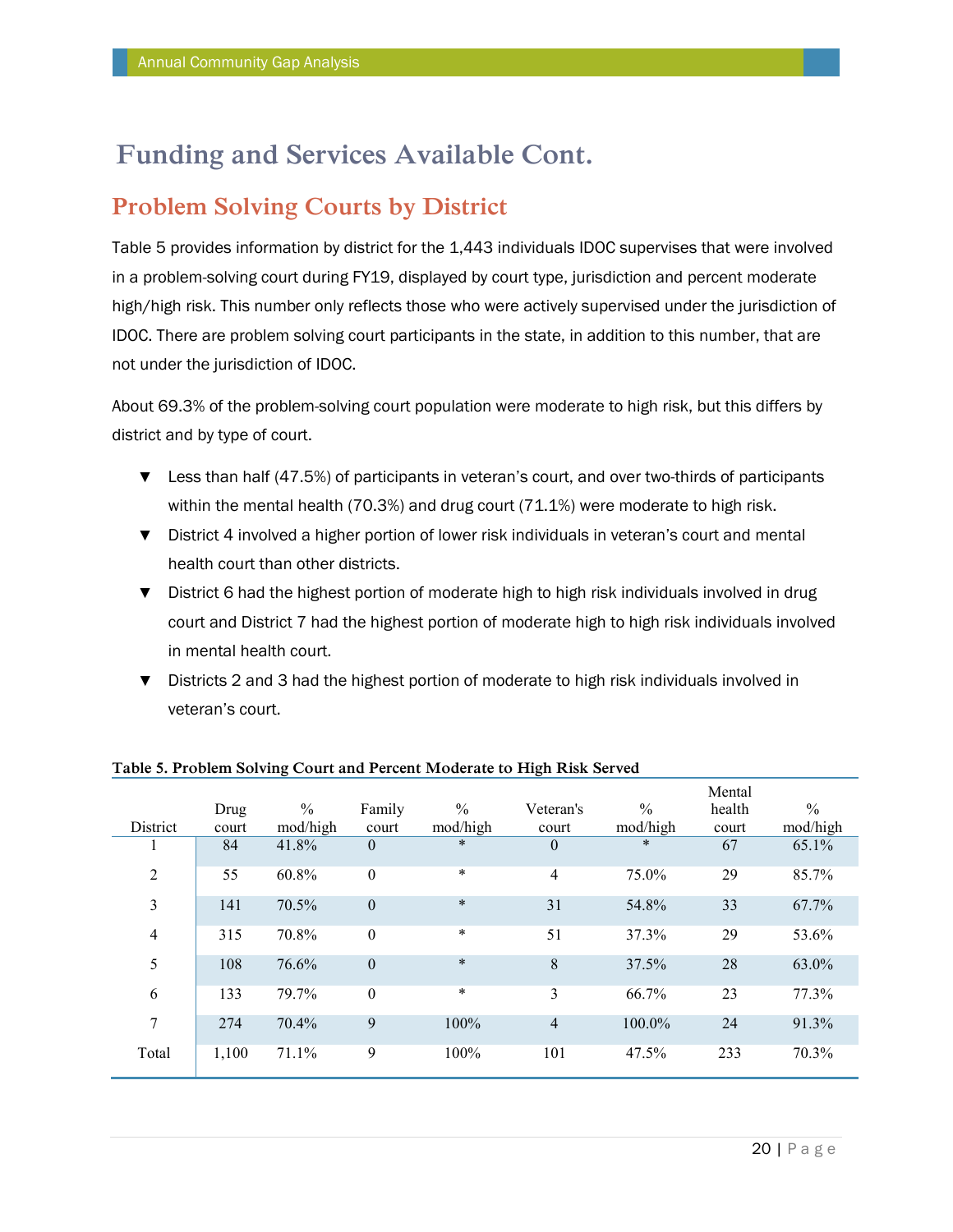# Funding and Services Available Cont.

## Problem Solving Courts by District

Table 5 provides information by district for the 1,443 individuals IDOC supervises that were involved in a problem-solving court during FY19, displayed by court type, jurisdiction and percent moderate high/high risk. This number only reflects those who were actively supervised under the jurisdiction of IDOC. There are problem solving court participants in the state, in addition to this number, that are not under the jurisdiction of IDOC.

About 69.3% of the problem-solving court population were moderate to high risk, but this differs by district and by type of court.

- Less than half (47.5%) of participants in veteran's court, and over two-thirds of participants within the mental health (70.3%) and drug court (71.1%) were moderate to high risk.
- District 4 involved a higher portion of lower risk individuals in veteran's court and mental health court than other districts.
- District 6 had the highest portion of moderate high to high risk individuals involved in drug court and District 7 had the highest portion of moderate high to high risk individuals involved in mental health court.
- Districts 2 and 3 had the highest portion of moderate to high risk individuals involved in veteran's court.

**Table 5. Problem Solving Court and Percent Moderate to High Risk Served**

| District | Drug court | % mod/high | Family court | % mod/high | Veteran's court | % mod/high | Mental health court | % mod/high |
|---|---|---|---|---|---|---|---|---|
| 1 | 84 | 41.8% | 0 | * | 0 | * | 67 | 65.1% |
| 2 | 55 | 60.8% | 0 | * | 4 | 75.0% | 29 | 85.7% |
| 3 | 141 | 70.5% | 0 | * | 31 | 54.8% | 33 | 67.7% |
| 4 | 315 | 70.8% | 0 | * | 51 | 37.3% | 29 | 53.6% |
| 5 | 108 | 76.6% | 0 | * | 8 | 37.5% | 28 | 63.0% |
| 6 | 133 | 79.7% | 0 | * | 3 | 66.7% | 23 | 77.3% |
| 7 | 274 | 70.4% | 9 | 100% | 4 | 100.0% | 24 | 91.3% |
| Total | 1,100 | 71.1% | 9 | 100% | 101 | 47.5% | 233 | 70.3% |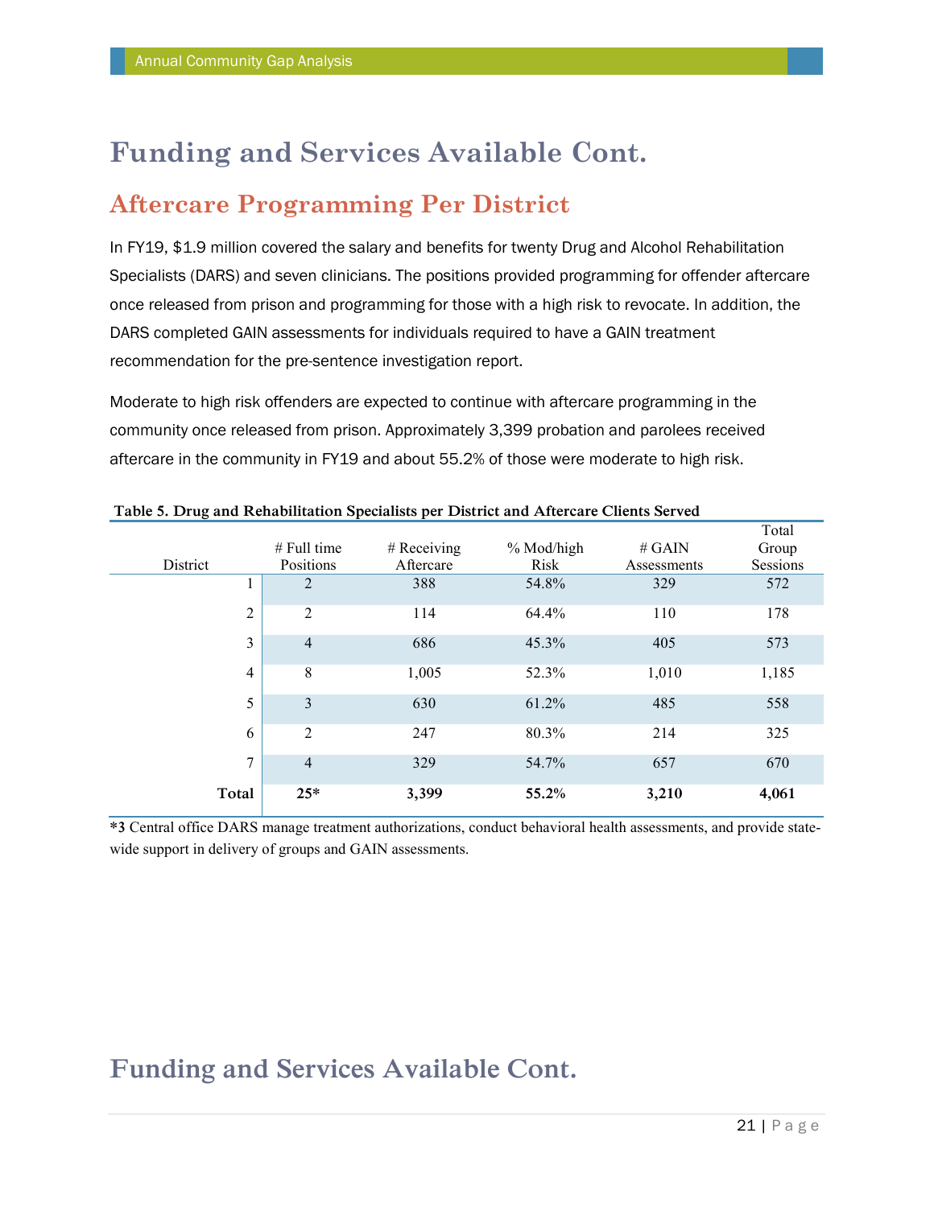# Funding and Services Available Cont.

## Aftercare Programming Per District

In FY19, $1.9 million covered the salary and benefits for twenty Drug and Alcohol Rehabilitation Specialists (DARS) and seven clinicians. The positions provided programming for offender aftercare once released from prison and programming for those with a high risk to revocate. In addition, the DARS completed GAIN assessments for individuals required to have a GAIN treatment recommendation for the pre-sentence investigation report.

Moderate to high risk offenders are expected to continue with aftercare programming in the community once released from prison. Approximately 3,399 probation and parolees received aftercare in the community in FY19 and about 55.2% of those were moderate to high risk.

**Table 5. Drug and Rehabilitation Specialists per District and Aftercare Clients Served**

| District | # Full time Positions | # Receiving Aftercare | % Mod/high Risk | # GAIN Assessments | Total Group Sessions |
|---|---|---|---|---|---|
| 1 | 2 | 388 | 54.8% | 329 | 572 |
| 2 | 2 | 114 | 64.4% | 110 | 178 |
| 3 | 4 | 686 | 45.3% | 405 | 573 |
| 4 | 8 | 1,005 | 52.3% | 1,010 | 1,185 |
| 5 | 3 | 630 | 61.2% | 485 | 558 |
| 6 | 2 | 247 | 80.3% | 214 | 325 |
| 7 | 4 | 329 | 54.7% | 657 | 670 |
| **Total** | **25*** | **3,399** | **55.2%** | **3,210** | **4,061** |

***3** Central office DARS manage treatment authorizations, conduct behavioral health assessments, and provide state-wide support in delivery of groups and GAIN assessments.

# Funding and Services Available Cont.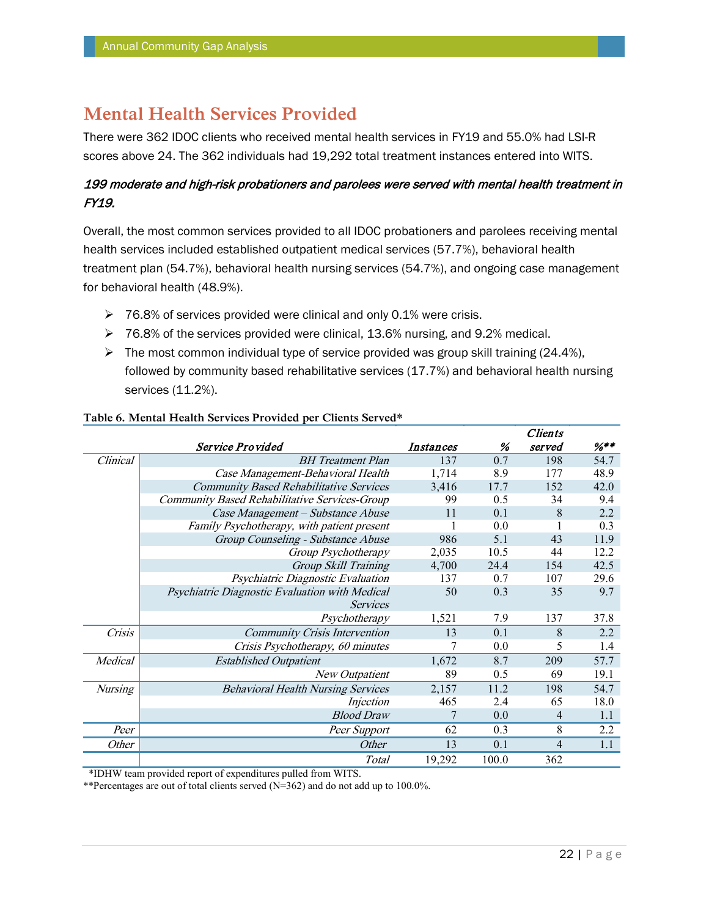## Mental Health Services Provided

There were 362 IDOC clients who received mental health services in FY19 and 55.0% had LSI-R scores above 24. The 362 individuals had 19,292 total treatment instances entered into WITS.

***199 moderate and high-risk probationers and parolees were served with mental health treatment in FY19.***

Overall, the most common services provided to all IDOC probationers and parolees receiving mental health services included established outpatient medical services (57.7%), behavioral health treatment plan (54.7%), behavioral health nursing services (54.7%), and ongoing case management for behavioral health (48.9%).

- 76.8% of services provided were clinical and only 0.1% were crisis.
- 76.8% of the services provided were clinical, 13.6% nursing, and 9.2% medical.
- The most common individual type of service provided was group skill training (24.4%), followed by community based rehabilitative services (17.7%) and behavioral health nursing services (11.2%).

**Table 6. Mental Health Services Provided per Clients Served***

| | *Service Provided* | *Instances* | *%* | *Clients served* | *%*** |
|---|---|---|---|---|---|
| *Clinical* | *BH Treatment Plan* | 137 | 0.7 | 198 | 54.7 |
| | *Case Management-Behavioral Health* | 1,714 | 8.9 | 177 | 48.9 |
| | *Community Based Rehabilitative Services* | 3,416 | 17.7 | 152 | 42.0 |
| | *Community Based Rehabilitative Services-Group* | 99 | 0.5 | 34 | 9.4 |
| | *Case Management – Substance Abuse* | 11 | 0.1 | 8 | 2.2 |
| | *Family Psychotherapy, with patient present* | 1 | 0.0 | 1 | 0.3 |
| | *Group Counseling - Substance Abuse* | 986 | 5.1 | 43 | 11.9 |
| | *Group Psychotherapy* | 2,035 | 10.5 | 44 | 12.2 |
| | *Group Skill Training* | 4,700 | 24.4 | 154 | 42.5 |
| | *Psychiatric Diagnostic Evaluation* | 137 | 0.7 | 107 | 29.6 |
| | *Psychiatric Diagnostic Evaluation with Medical Services* | 50 | 0.3 | 35 | 9.7 |
| | *Psychotherapy* | 1,521 | 7.9 | 137 | 37.8 |
| *Crisis* | *Community Crisis Intervention* | 13 | 0.1 | 8 | 2.2 |
| | *Crisis Psychotherapy, 60 minutes* | 7 | 0.0 | 5 | 1.4 |
| *Medical* | *Established Outpatient* | 1,672 | 8.7 | 209 | 57.7 |
| | *New Outpatient* | 89 | 0.5 | 69 | 19.1 |
| *Nursing* | *Behavioral Health Nursing Services* | 2,157 | 11.2 | 198 | 54.7 |
| | *Injection* | 465 | 2.4 | 65 | 18.0 |
| | *Blood Draw* | 7 | 0.0 | 4 | 1.1 |
| *Peer* | *Peer Support* | 62 | 0.3 | 8 | 2.2 |
| *Other* | *Other* | 13 | 0.1 | 4 | 1.1 |
| | *Total* | 19,292 | 100.0 | 362 | |

*IDHW team provided report of expenditures pulled from WITS.

**Percentages are out of total clients served (N=362) and do not add up to 100.0%.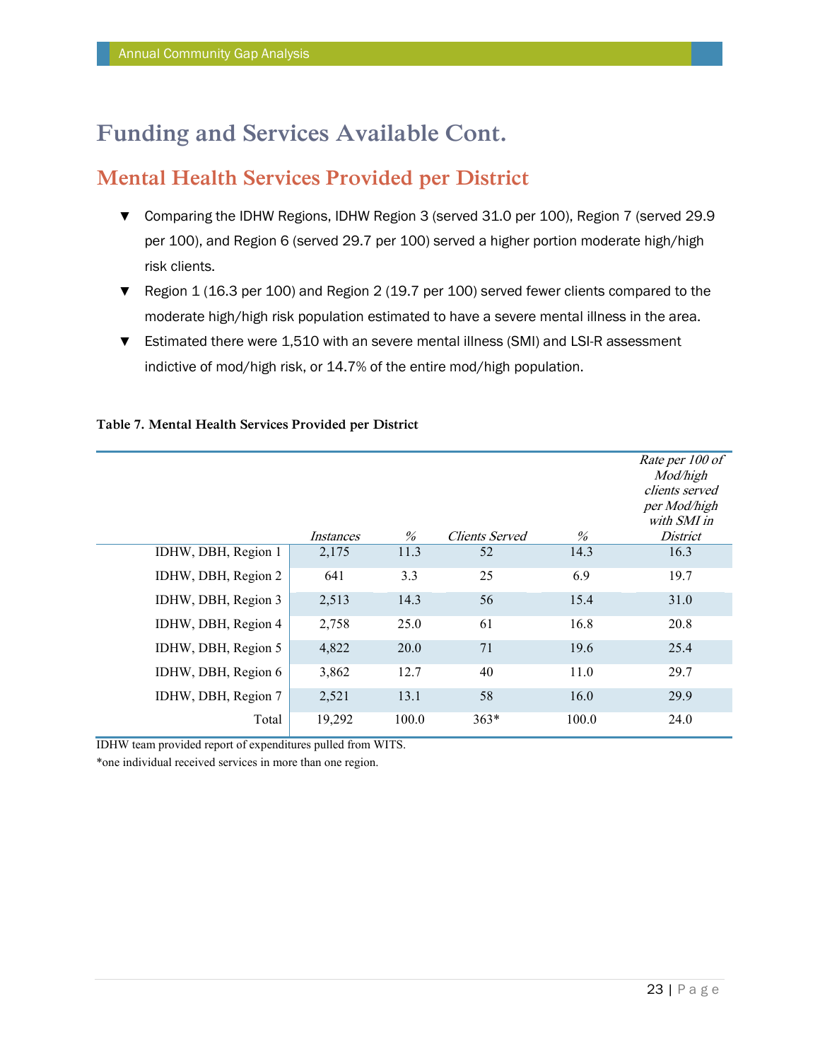# Funding and Services Available Cont.

## Mental Health Services Provided per District

- Comparing the IDHW Regions, IDHW Region 3 (served 31.0 per 100), Region 7 (served 29.9 per 100), and Region 6 (served 29.7 per 100) served a higher portion moderate high/high risk clients.
- Region 1 (16.3 per 100) and Region 2 (19.7 per 100) served fewer clients compared to the moderate high/high risk population estimated to have a severe mental illness in the area.
- Estimated there were 1,510 with an severe mental illness (SMI) and LSI-R assessment indictive of mod/high risk, or 14.7% of the entire mod/high population.

**Table 7. Mental Health Services Provided per District**

| | *Instances* | *%* | *Clients Served* | *%* | *Rate per 100 of Mod/high clients served per Mod/high with SMI in District* |
|---|---|---|---|---|---|
| IDHW, DBH, Region 1 | 2,175 | 11.3 | 52 | 14.3 | 16.3 |
| IDHW, DBH, Region 2 | 641 | 3.3 | 25 | 6.9 | 19.7 |
| IDHW, DBH, Region 3 | 2,513 | 14.3 | 56 | 15.4 | 31.0 |
| IDHW, DBH, Region 4 | 2,758 | 25.0 | 61 | 16.8 | 20.8 |
| IDHW, DBH, Region 5 | 4,822 | 20.0 | 71 | 19.6 | 25.4 |
| IDHW, DBH, Region 6 | 3,862 | 12.7 | 40 | 11.0 | 29.7 |
| IDHW, DBH, Region 7 | 2,521 | 13.1 | 58 | 16.0 | 29.9 |
| Total | 19,292 | 100.0 | 363* | 100.0 | 24.0 |

IDHW team provided report of expenditures pulled from WITS.

*one individual received services in more than one region.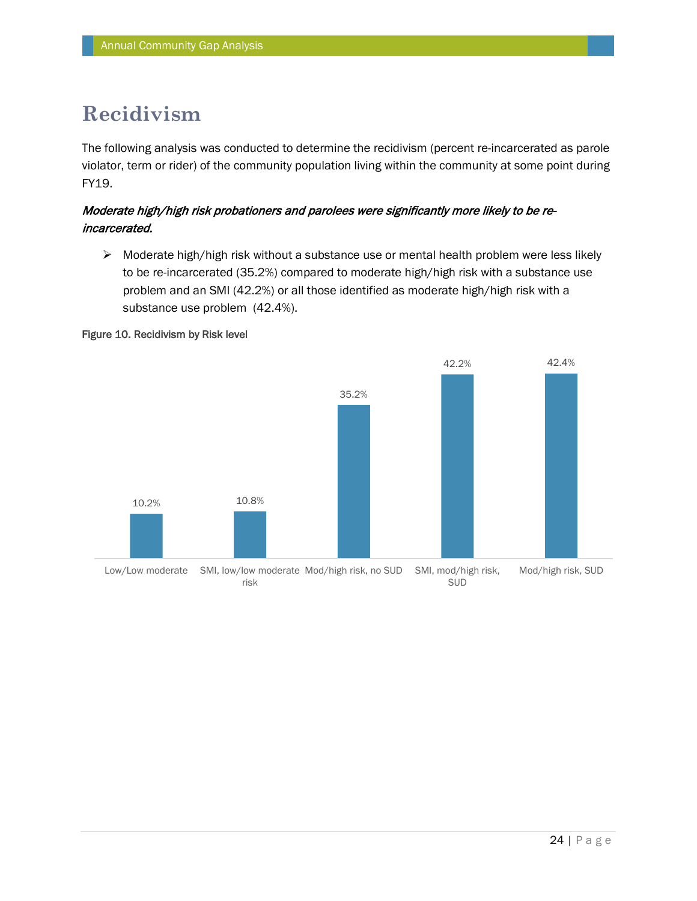# Recidivism

The following analysis was conducted to determine the recidivism (percent re-incarcerated as parole violator, term or rider) of the community population living within the community at some point during FY19.

***Moderate high/high risk probationers and parolees were significantly more likely to be re-incarcerated.***

- Moderate high/high risk without a substance use or mental health problem were less likely to be re-incarcerated (35.2%) compared to moderate high/high risk with a substance use problem and an SMI (42.2%) or all those identified as moderate high/high risk with a substance use problem (42.4%).

Figure 10. Recidivism by Risk level

| Category | Recidivism |
| --- | --- |
| Low/Low moderate | 10.2% |
| SMI, low/low moderate risk | 10.8% |
| Mod/high risk, no SUD | 35.2% |
| SMI, mod/high risk, SUD | 42.2% |
| Mod/high risk, SUD | 42.4% |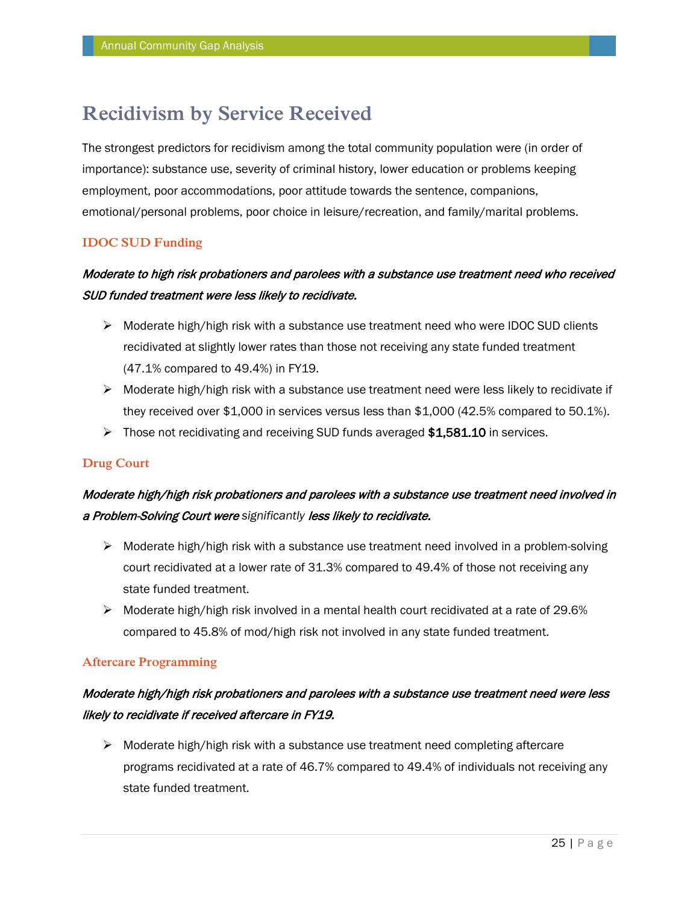# Recidivism by Service Received

The strongest predictors for recidivism among the total community population were (in order of importance): substance use, severity of criminal history, lower education or problems keeping employment, poor accommodations, poor attitude towards the sentence, companions, emotional/personal problems, poor choice in leisure/recreation, and family/marital problems.

## IDOC SUD Funding

***Moderate to high risk probationers and parolees with a substance use treatment need who received SUD funded treatment were less likely to recidivate.***

- Moderate high/high risk with a substance use treatment need who were IDOC SUD clients recidivated at slightly lower rates than those not receiving any state funded treatment (47.1% compared to 49.4%) in FY19.
- Moderate high/high risk with a substance use treatment need were less likely to recidivate if they received over $1,000 in services versus less than $1,000 (42.5% compared to 50.1%).
- Those not recidivating and receiving SUD funds averaged **$1,581.10** in services.

## Drug Court

***Moderate high/high risk probationers and parolees with a substance use treatment need involved in a Problem-Solving Court were*** *significantly* ***less likely to recidivate.***

- Moderate high/high risk with a substance use treatment need involved in a problem-solving court recidivated at a lower rate of 31.3% compared to 49.4% of those not receiving any state funded treatment.
- Moderate high/high risk involved in a mental health court recidivated at a rate of 29.6% compared to 45.8% of mod/high risk not involved in any state funded treatment.

## Aftercare Programming

***Moderate high/high risk probationers and parolees with a substance use treatment need were less likely to recidivate if received aftercare in FY19.***

- Moderate high/high risk with a substance use treatment need completing aftercare programs recidivated at a rate of 46.7% compared to 49.4% of individuals not receiving any state funded treatment.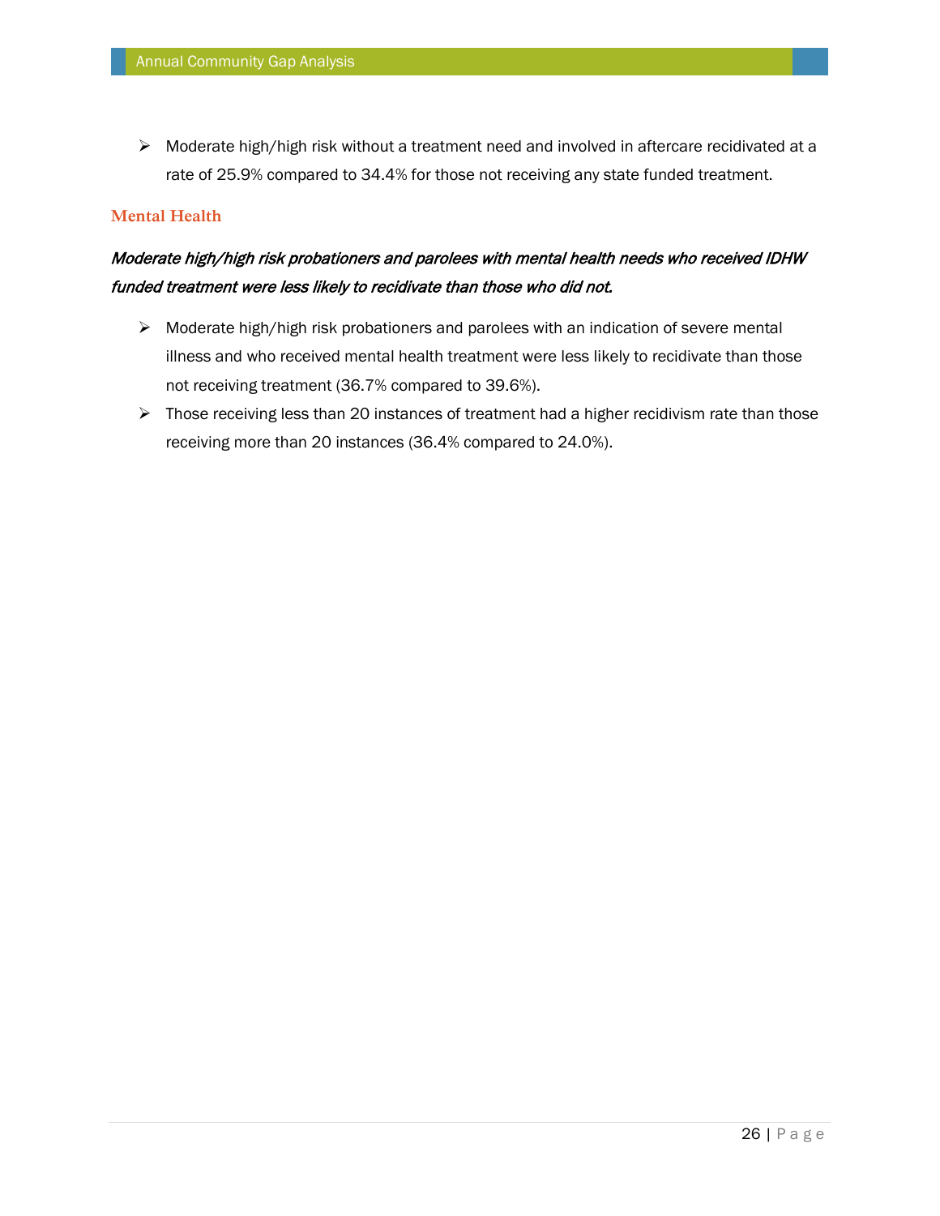- Moderate high/high risk without a treatment need and involved in aftercare recidivated at a rate of 25.9% compared to 34.4% for those not receiving any state funded treatment.

### Mental Health

***Moderate high/high risk probationers and parolees with mental health needs who received IDHW funded treatment were less likely to recidivate than those who did not.***

- Moderate high/high risk probationers and parolees with an indication of severe mental illness and who received mental health treatment were less likely to recidivate than those not receiving treatment (36.7% compared to 39.6%).
- Those receiving less than 20 instances of treatment had a higher recidivism rate than those receiving more than 20 instances (36.4% compared to 24.0%).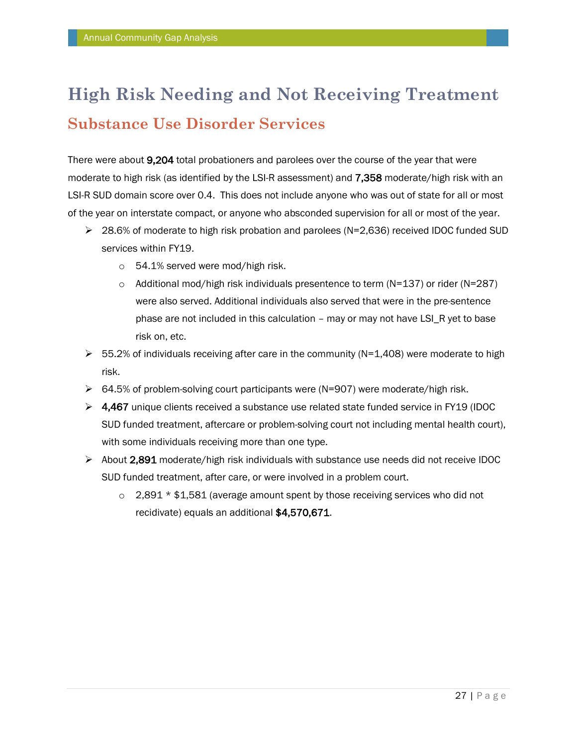# High Risk Needing and Not Receiving Treatment

## Substance Use Disorder Services

There were about **9,204** total probationers and parolees over the course of the year that were moderate to high risk (as identified by the LSI-R assessment) and **7,358** moderate/high risk with an LSI-R SUD domain score over 0.4. This does not include anyone who was out of state for all or most of the year on interstate compact, or anyone who absconded supervision for all or most of the year.

- 28.6% of moderate to high risk probation and parolees (N=2,636) received IDOC funded SUD services within FY19.
  - 54.1% served were mod/high risk.
  - Additional mod/high risk individuals presentence to term (N=137) or rider (N=287) were also served. Additional individuals also served that were in the pre-sentence phase are not included in this calculation – may or may not have LSI_R yet to base risk on, etc.
- 55.2% of individuals receiving after care in the community (N=1,408) were moderate to high risk.
- 64.5% of problem-solving court participants were (N=907) were moderate/high risk.
- **4,467** unique clients received a substance use related state funded service in FY19 (IDOC SUD funded treatment, aftercare or problem-solving court not including mental health court), with some individuals receiving more than one type.
- About **2,891** moderate/high risk individuals with substance use needs did not receive IDOC SUD funded treatment, after care, or were involved in a problem court.
  - 2,891 * $1,581 (average amount spent by those receiving services who did not recidivate) equals an additional **$4,570,671**.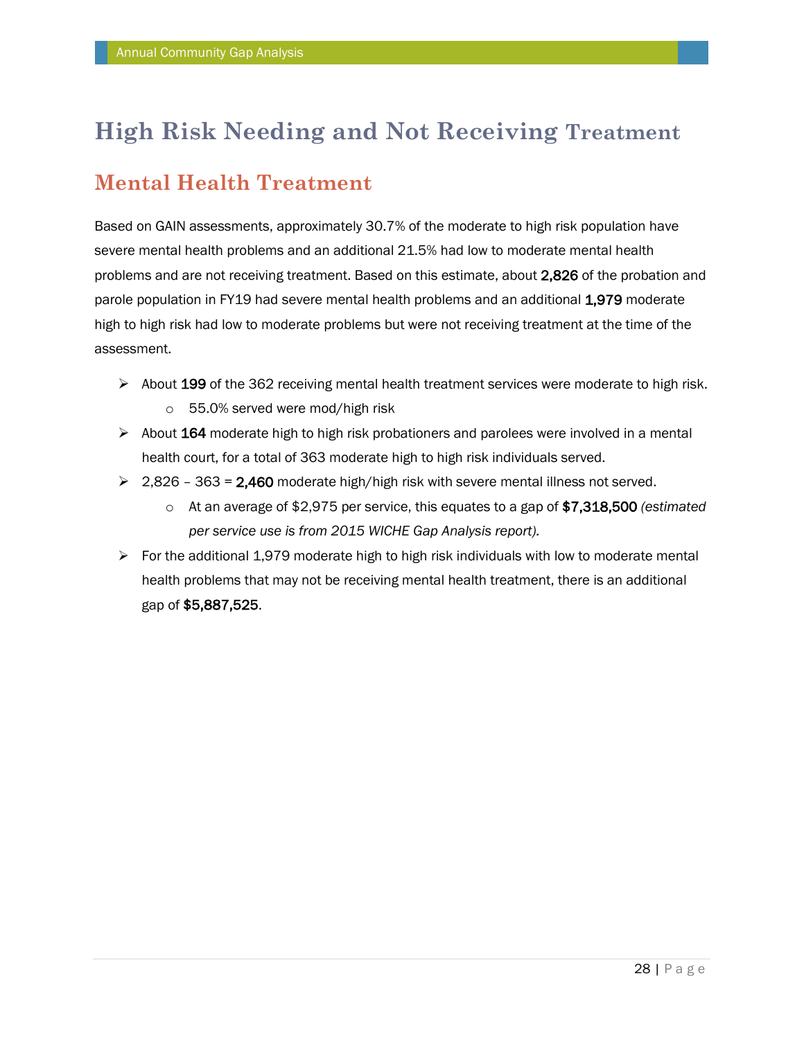# High Risk Needing and Not Receiving Treatment

## Mental Health Treatment

Based on GAIN assessments, approximately 30.7% of the moderate to high risk population have severe mental health problems and an additional 21.5% had low to moderate mental health problems and are not receiving treatment. Based on this estimate, about **2,826** of the probation and parole population in FY19 had severe mental health problems and an additional **1,979** moderate high to high risk had low to moderate problems but were not receiving treatment at the time of the assessment.

- About **199** of the 362 receiving mental health treatment services were moderate to high risk.
  - 55.0% served were mod/high risk
- About **164** moderate high to high risk probationers and parolees were involved in a mental health court, for a total of 363 moderate high to high risk individuals served.
- 2,826 – 363 = **2,460** moderate high/high risk with severe mental illness not served.
  - At an average of $2,975 per service, this equates to a gap of **$7,318,500** *(estimated per service use is from 2015 WICHE Gap Analysis report).*
- For the additional 1,979 moderate high to high risk individuals with low to moderate mental health problems that may not be receiving mental health treatment, there is an additional gap of **$5,887,525**.